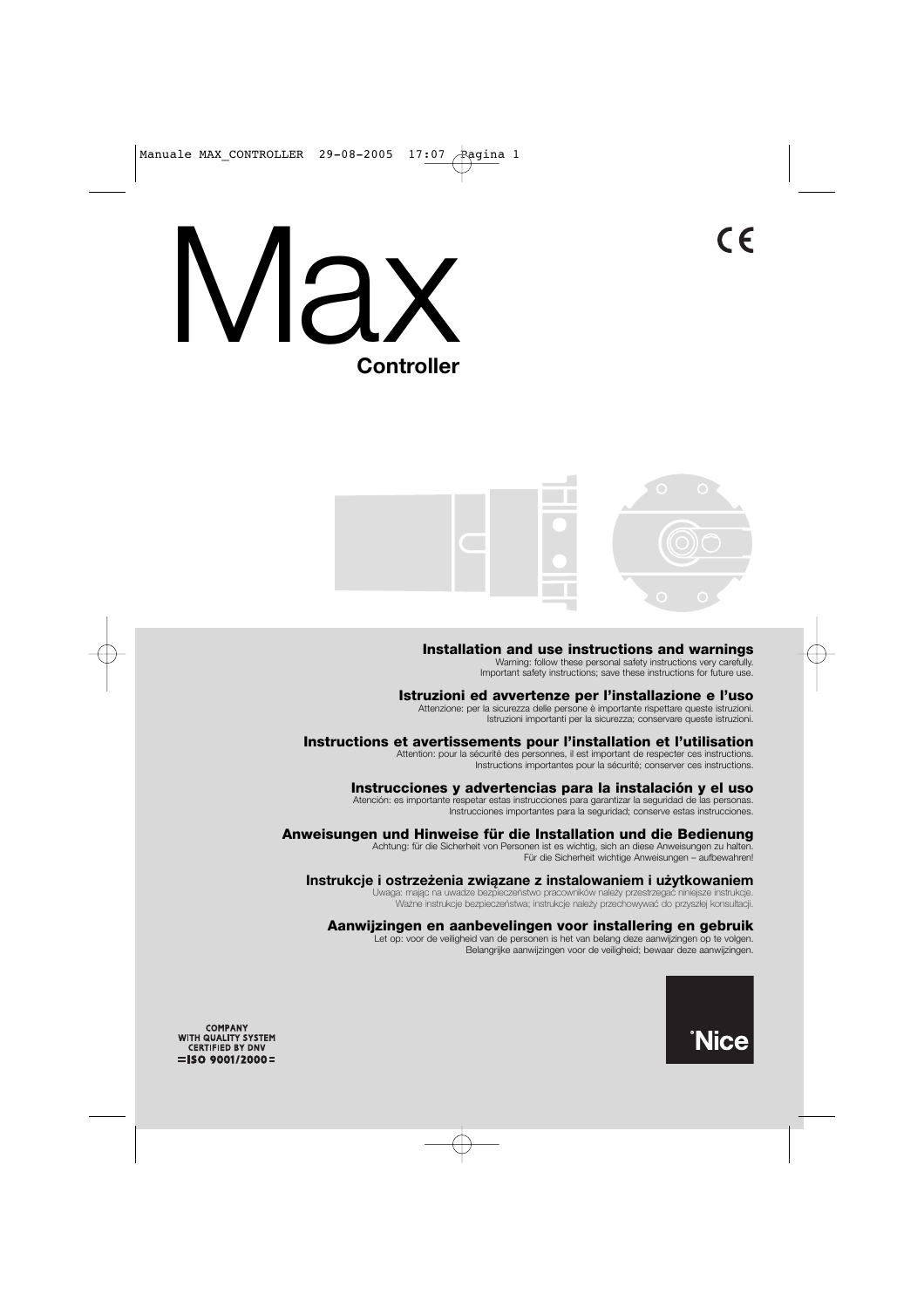# Max

## Controller

### Installation and use instructions and warnings

Warning: follow these personal safety instructions very carefully.
Important safety instructions; save these instructions for future use.

### Istruzioni ed avvertenze per l'installazione e l'uso

Attenzione: per la sicurezza delle persone è importante rispettare queste istruzioni.
Istruzioni importanti per la sicurezza; conservare queste istruzioni.

### Instructions et avertissements pour l'installation et l'utilisation

Attention: pour la sécurité des personnes, il est important de respecter ces instructions.
Instructions importantes pour la sécurité; conserver ces instructions.

### Instrucciones y advertencias para la instalación y el uso

Atención: es importante respetar estas instrucciones para garantizar la seguridad de las personas.
Instrucciones importantes para la seguridad; conserve estas instrucciones.

### Anweisungen und Hinweise für die Installation und die Bedienung

Achtung: für die Sicherheit von Personen ist es wichtig, sich an diese Anweisungen zu halten.
Für die Sicherheit wichtige Anweisungen – aufbewahren!

### Instrukcje i ostrzeżenia związane z instalowaniem i użytkowaniem

Uwaga: mając na uwadze bezpieczeństwo pracowników należy przestrzegać niniejsze instrukcje.
Ważne instrukcje bezpieczeństwa; instrukcje należy przechowywać do przyszłej konsultacji.

### Aanwijzingen en aanbevelingen voor installering en gebruik

Let op: voor de veiligheid van de personen is het van belang deze aanwijzingen op te volgen.
Belangrijke aanwijzingen voor de veiligheid; bewaar deze aanwijzingen.

COMPANY WITH QUALITY SYSTEM CERTIFIED BY DNV
=ISO 9001/2000=

Nice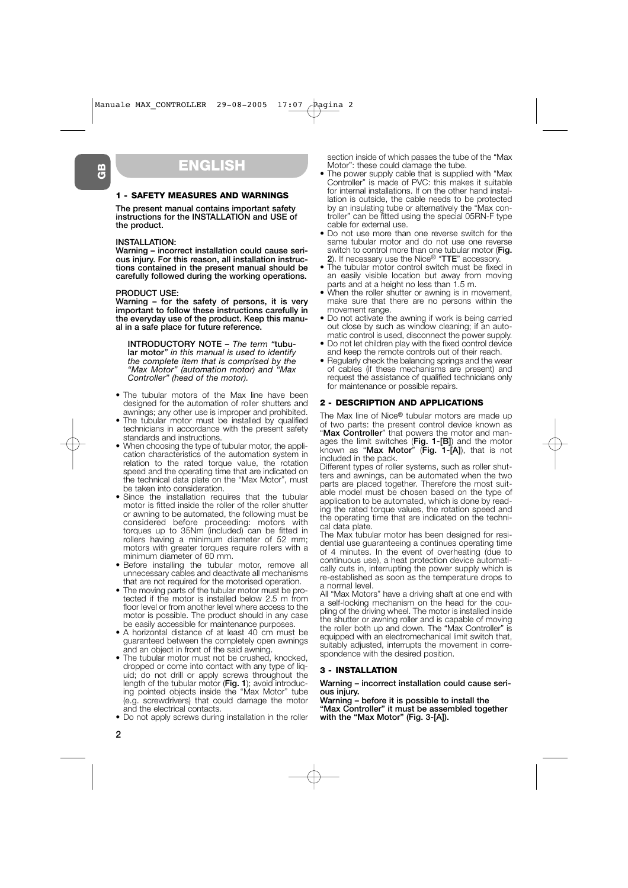# ENGLISH

## 1 - SAFETY MEASURES AND WARNINGS

**The present manual contains important safety instructions for the INSTALLATION and USE of the product.**

**INSTALLATION:**

**Warning – incorrect installation could cause serious injury. For this reason, all installation instructions contained in the present manual should be carefully followed during the working operations.**

**PRODUCT USE:**

**Warning – for the safety of persons, it is very important to follow these instructions carefully in the everyday use of the product. Keep this manual in a safe place for future reference.**

> **INTRODUCTORY NOTE –** *The term "***tubular motor***" in this manual is used to identify the complete item that is comprised by the "Max Motor" (automation motor) and "Max Controller" (head of the motor).*

- The tubular motors of the Max line have been designed for the automation of roller shutters and awnings; any other use is improper and prohibited.
- The tubular motor must be installed by qualified technicians in accordance with the present safety standards and instructions.
- When choosing the type of tubular motor, the application characteristics of the automation system in relation to the rated torque value, the rotation speed and the operating time that are indicated on the technical data plate on the "Max Motor", must be taken into consideration.
- Since the installation requires that the tubular motor is fitted inside the roller of the roller shutter or awning to be automated, the following must be considered before proceeding: motors with torques up to 35Nm (included) can be fitted in rollers having a minimum diameter of 52 mm; motors with greater torques require rollers with a minimum diameter of 60 mm.
- Before installing the tubular motor, remove all unnecessary cables and deactivate all mechanisms that are not required for the motorised operation.
- The moving parts of the tubular motor must be protected if the motor is installed below 2.5 m from floor level or from another level where access to the motor is possible. The product should in any case be easily accessible for maintenance purposes.
- A horizontal distance of at least 40 cm must be guaranteed between the completely open awnings and an object in front of the said awning.
- The tubular motor must not be crushed, knocked, dropped or come into contact with any type of liquid; do not drill or apply screws throughout the length of the tubular motor (**Fig. 1**); avoid introducing pointed objects inside the "Max Motor" tube (e.g. screwdrivers) that could damage the motor and the electrical contacts.
- Do not apply screws during installation in the roller section inside of which passes the tube of the "Max Motor": these could damage the tube.
- The power supply cable that is supplied with "Max Controller" is made of PVC: this makes it suitable for internal installations. If on the other hand installation is outside, the cable needs to be protected by an insulating tube or alternatively the "Max controller" can be fitted using the special 05RN-F type cable for external use.
- Do not use more than one reverse switch for the same tubular motor and do not use one reverse switch to control more than one tubular motor (**Fig. 2**). If necessary use the Nice® "**TTE**" accessory.
- The tubular motor control switch must be fixed in an easily visible location but away from moving parts and at a height no less than 1.5 m.
- When the roller shutter or awning is in movement, make sure that there are no persons within the movement range.
- Do not activate the awning if work is being carried out close by such as window cleaning; if an automatic control is used, disconnect the power supply.
- Do not let children play with the fixed control device and keep the remote controls out of their reach.
- Regularly check the balancing springs and the wear of cables (if these mechanisms are present) and request the assistance of qualified technicians only for maintenance or possible repairs.

## 2 - DESCRIPTION AND APPLICATIONS

The Max line of Nice® tubular motors are made up of two parts: the present control device known as "**Max Controller**" that powers the motor and manages the limit switches (**Fig. 1-[B]**) and the motor known as "**Max Motor**" (**Fig. 1-[A]**), that is not included in the pack.

Different types of roller systems, such as roller shutters and awnings, can be automated when the two parts are placed together. Therefore the most suitable model must be chosen based on the type of application to be automated, which is done by reading the rated torque values, the rotation speed and the operating time that are indicated on the technical data plate.

The Max tubular motor has been designed for residential use guaranteeing a continues operating time of 4 minutes. In the event of overheating (due to continuous use), a heat protection device automatically cuts in, interrupting the power supply which is re-established as soon as the temperature drops to a normal level.

All "Max Motors" have a driving shaft at one end with a self-locking mechanism on the head for the coupling of the driving wheel. The motor is installed inside the shutter or awning roller and is capable of moving the roller both up and down. The "Max Controller" is equipped with an electromechanical limit switch that, suitably adjusted, interrupts the movement in correspondence with the desired position.

## 3 - INSTALLATION

**Warning – incorrect installation could cause serious injury.**

**Warning – before it is possible to install the "Max Controller" it must be assembled together with the "Max Motor" (Fig. 3-[A]).**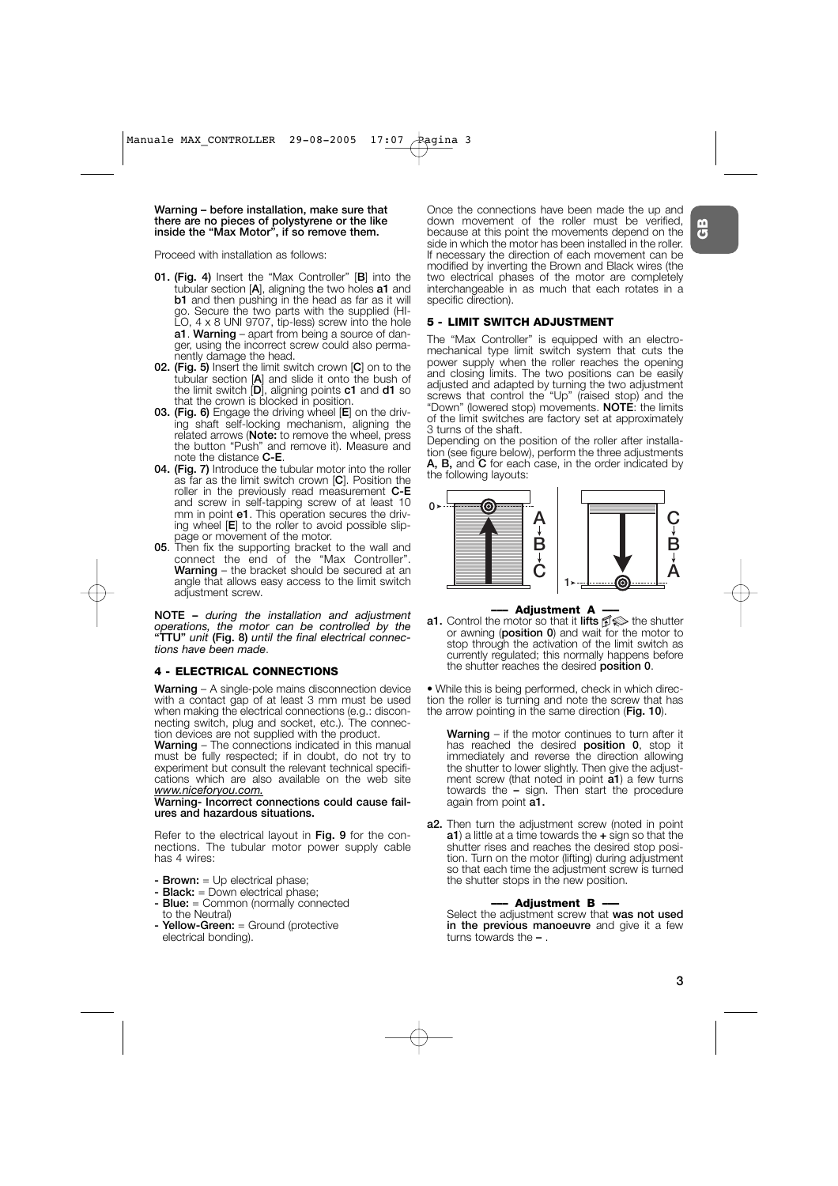**Warning – before installation, make sure that there are no pieces of polystyrene or the like inside the "Max Motor", if so remove them.**

Proceed with installation as follows:

- **01. (Fig. 4)** Insert the "Max Controller" [**B**] into the tubular section [**A**], aligning the two holes **a1** and **b1** and then pushing in the head as far as it will go. Secure the two parts with the supplied (HI-LO, 4 x 8 UNI 9707, tip-less) screw into the hole **a1**. **Warning** – apart from being a source of danger, using the incorrect screw could also permanently damage the head.
- **02. (Fig. 5)** Insert the limit switch crown [**C**] on to the tubular section [**A**] and slide it onto the bush of the limit switch [**D**], aligning points **c1** and **d1** so that the crown is blocked in position.
- **03. (Fig. 6)** Engage the driving wheel [**E**] on the driving shaft self-locking mechanism, aligning the related arrows (**Note:** to remove the wheel, press the button "Push" and remove it). Measure and note the distance **C-E**.
- **04. (Fig. 7)** Introduce the tubular motor into the roller as far as the limit switch crown [**C**]. Position the roller in the previously read measurement **C-E** and screw in self-tapping screw of at least 10 mm in point **e1**. This operation secures the driving wheel [**E**] to the roller to avoid possible slippage or movement of the motor.
- **05**. Then fix the supporting bracket to the wall and connect the end of the "Max Controller". **Warning** – the bracket should be secured at an angle that allows easy access to the limit switch adjustment screw.

**NOTE –** *during the installation and adjustment operations, the motor can be controlled by the* **"TTU"** *unit* **(Fig. 8)** *until the final electrical connections have been made*.

## 4 - ELECTRICAL CONNECTIONS

**Warning** – A single-pole mains disconnection device with a contact gap of at least 3 mm must be used when making the electrical connections (e.g.: disconnecting switch, plug and socket, etc.). The connection devices are not supplied with the product.

**Warning** – The connections indicated in this manual must be fully respected; if in doubt, do not try to experiment but consult the relevant technical specifications which are also available on the web site www.niceforyou.com.

**Warning- Incorrect connections could cause failures and hazardous situations.**

Refer to the electrical layout in **Fig. 9** for the connections. The tubular motor power supply cable has 4 wires:

- **Brown:** = Up electrical phase;
- **Black:** = Down electrical phase;
- **Blue:** = Common (normally connected to the Neutral)
- **Yellow-Green:** = Ground (protective electrical bonding).

Once the connections have been made the up and down movement of the roller must be verified, because at this point the movements depend on the side in which the motor has been installed in the roller. If necessary the direction of each movement can be modified by inverting the Brown and Black wires (the two electrical phases of the motor are completely interchangeable in as much that each rotates in a specific direction).

## 5 - LIMIT SWITCH ADJUSTMENT

The "Max Controller" is equipped with an electro-mechanical type limit switch system that cuts the power supply when the roller reaches the opening and closing limits. The two positions can be easily adjusted and adapted by turning the two adjustment screws that control the "Up" (raised stop) and the "Down" (lowered stop) movements. **NOTE**: the limits of the limit switches are factory set at approximately 3 turns of the shaft.

Depending on the position of the roller after installation (see figure below), perform the three adjustments **A, B,** and **C** for each case, in the order indicated by the following layouts:

0 ► A → B → C | 1 ► C → B → A

### — Adjustment A —

**a1.** Control the motor so that it **lifts** the shutter or awning (**position 0**) and wait for the motor to stop through the activation of the limit switch as currently regulated; this normally happens before the shutter reaches the desired **position 0**.

• While this is being performed, check in which direction the roller is turning and note the screw that has the arrow pointing in the same direction (**Fig. 10**).

**Warning** – if the motor continues to turn after it has reached the desired **position 0**, stop it immediately and reverse the direction allowing the shutter to lower slightly. Then give the adjustment screw (that noted in point **a1**) a few turns towards the **–** sign. Then start the procedure again from point **a1.**

**a2.** Then turn the adjustment screw (noted in point **a1**) a little at a time towards the **+** sign so that the shutter rises and reaches the desired stop position. Turn on the motor (lifting) during adjustment so that each time the adjustment screw is turned the shutter stops in the new position.

### — Adjustment B —

Select the adjustment screw that **was not used in the previous manoeuvre** and give it a few turns towards the **–** .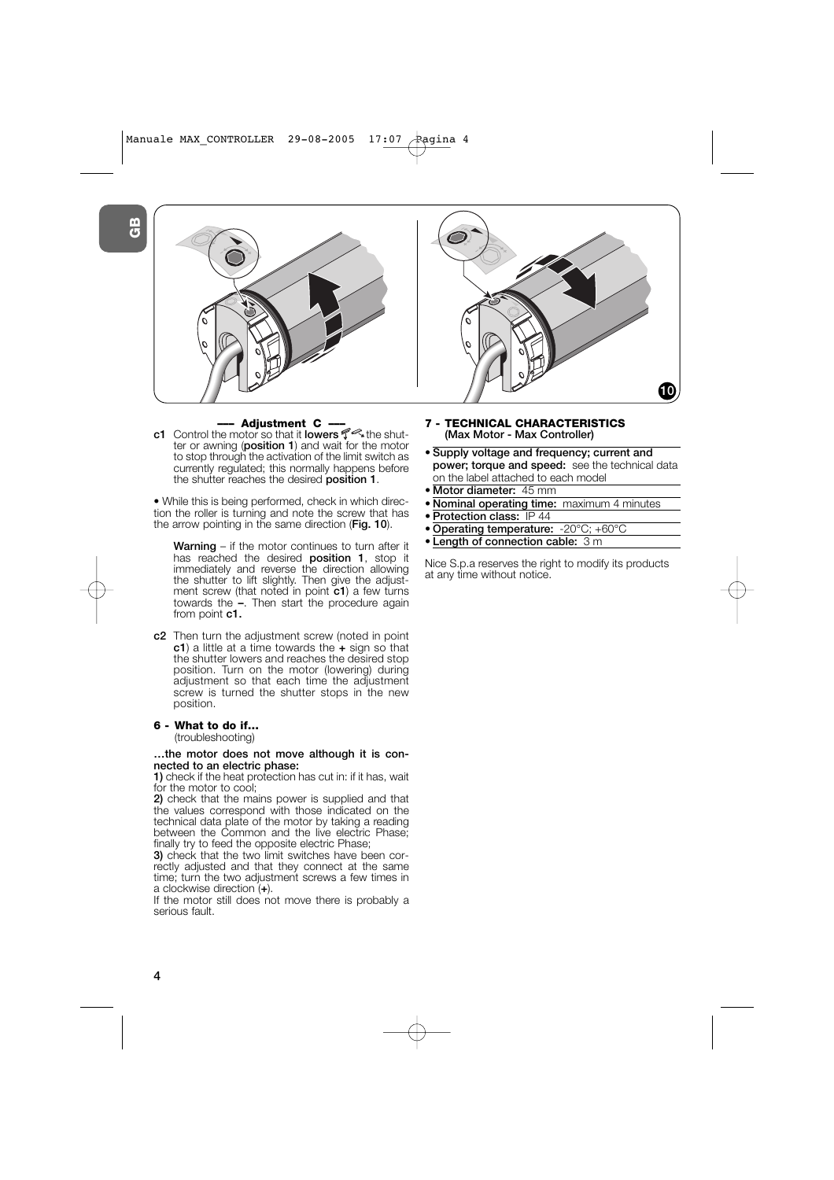**–––  Adjustment C  –––**

**c1** Control the motor so that it **lowers** the shutter or awning (**position 1**) and wait for the motor to stop through the activation of the limit switch as currently regulated; this normally happens before the shutter reaches the desired **position 1**.

• While this is being performed, check in which direction the roller is turning and note the screw that has the arrow pointing in the same direction (**Fig. 10**).

> **Warning** – if the motor continues to turn after it has reached the desired **position 1**, stop it immediately and reverse the direction allowing the shutter to lift slightly. Then give the adjustment screw (that noted in point **c1**) a few turns towards the **–**. Then start the procedure again from point **c1.**

**c2** Then turn the adjustment screw (noted in point **c1**) a little at a time towards the **+** sign so that the shutter lowers and reaches the desired stop position. Turn on the motor (lowering) during adjustment so that each time the adjustment screw is turned the shutter stops in the new position.

## 6 - What to do if...

(troubleshooting)

**…the motor does not move although it is connected to an electric phase:**

**1)** check if the heat protection has cut in: if it has, wait for the motor to cool;

**2)** check that the mains power is supplied and that the values correspond with those indicated on the technical data plate of the motor by taking a reading between the Common and the live electric Phase; finally try to feed the opposite electric Phase;

**3)** check that the two limit switches have been correctly adjusted and that they connect at the same time; turn the two adjustment screws a few times in a clockwise direction (**+**).

If the motor still does not move there is probably a serious fault.

## 7 - TECHNICAL CHARACTERISTICS

**(Max Motor - Max Controller)**

- **Supply voltage and frequency; current and power; torque and speed:** see the technical data on the label attached to each model
- **Motor diameter:** 45 mm
- **Nominal operating time:** maximum 4 minutes
- **Protection class:** IP 44
- **Operating temperature:** -20°C; +60°C
- **Length of connection cable:** 3 m

Nice S.p.a reserves the right to modify its products at any time without notice.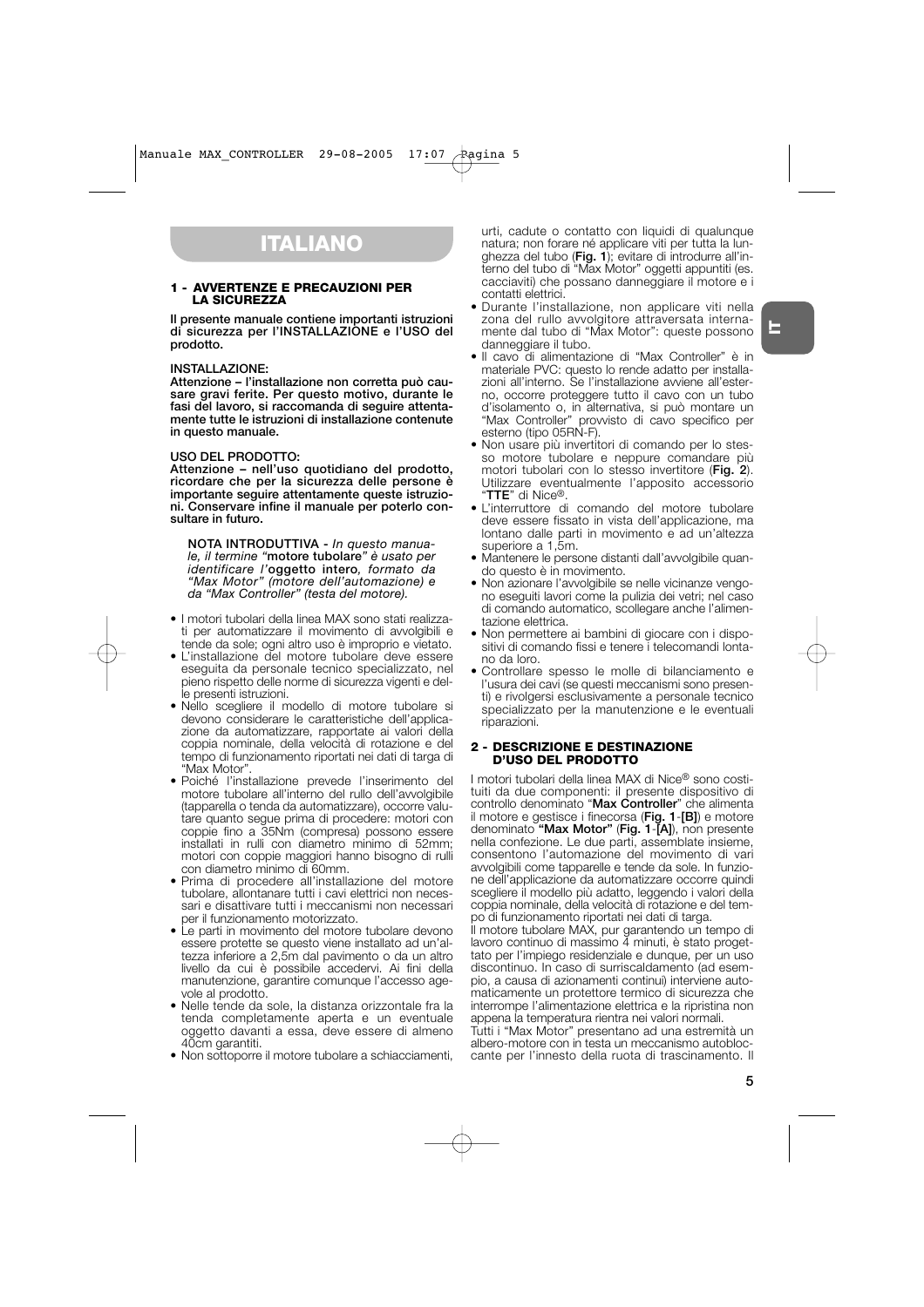# ITALIANO

## 1 - AVVERTENZE E PRECAUZIONI PER LA SICUREZZA

**Il presente manuale contiene importanti istruzioni di sicurezza per l'INSTALLAZIONE e l'USO del prodotto.**

**INSTALLAZIONE:**
**Attenzione – l'installazione non corretta può causare gravi ferite. Per questo motivo, durante le fasi del lavoro, si raccomanda di seguire attentamente tutte le istruzioni di installazione contenute in questo manuale.**

**USO DEL PRODOTTO:**
**Attenzione – nell'uso quotidiano del prodotto, ricordare che per la sicurezza delle persone è importante seguire attentamente queste istruzioni. Conservare infine il manuale per poterlo consultare in futuro.**

**NOTA INTRODUTTIVA** - *In questo manuale, il termine "***motore tubolare***" è usato per identificare l'***oggetto intero***, formato da "Max Motor" (motore dell'automazione) e da "Max Controller" (testa del motore).*

- I motori tubolari della linea MAX sono stati realizzati per automatizzare il movimento di avvolgibili e tende da sole; ogni altro uso è improprio e vietato.
- L'installazione del motore tubolare deve essere eseguita da personale tecnico specializzato, nel pieno rispetto delle norme di sicurezza vigenti e delle presenti istruzioni.
- Nello scegliere il modello di motore tubolare si devono considerare le caratteristiche dell'applicazione da automatizzare, rapportate ai valori della coppia nominale, della velocità di rotazione e del tempo di funzionamento riportati nei dati di targa di "Max Motor".
- Poiché l'installazione prevede l'inserimento del motore tubolare all'interno del rullo dell'avvolgibile (tapparella o tenda da automatizzare), occorre valutare quanto segue prima di procedere: motori con coppie fino a 35Nm (compresa) possono essere installati in rulli con diametro minimo di 52mm; motori con coppie maggiori hanno bisogno di rulli con diametro minimo di 60mm.
- Prima di procedere all'installazione del motore tubolare, allontanare tutti i cavi elettrici non necessari e disattivare tutti i meccanismi non necessari per il funzionamento motorizzato.
- Le parti in movimento del motore tubolare devono essere protette se questo viene installato ad un'altezza inferiore a 2,5m dal pavimento o da un altro livello da cui è possibile accedervi. Ai fini della manutenzione, garantire comunque l'accesso agevole al prodotto.
- Nelle tende da sole, la distanza orizzontale fra la tenda completamente aperta e un eventuale oggetto davanti a essa, deve essere di almeno 40cm garantiti.
- Non sottoporre il motore tubolare a schiacciamenti, urti, cadute o contatto con liquidi di qualunque natura; non forare né applicare viti per tutta la lunghezza del tubo (**Fig. 1**); evitare di introdurre all'interno del tubo di "Max Motor" oggetti appuntiti (es. cacciaviti) che possano danneggiare il motore e i contatti elettrici.
- Durante l'installazione, non applicare viti nella zona del rullo avvolgitore attraversata internamente dal tubo di "Max Motor": queste possono danneggiare il tubo.
- Il cavo di alimentazione di "Max Controller" è in materiale PVC: questo lo rende adatto per installazioni all'interno. Se l'installazione avviene all'esterno, occorre proteggere tutto il cavo con un tubo d'isolamento o, in alternativa, si può montare un "Max Controller" provvisto di cavo specifico per esterno (tipo 05RN-F).
- Non usare più invertitori di comando per lo stesso motore tubolare e neppure comandare più motori tubolari con lo stesso invertitore (**Fig. 2**). Utilizzare eventualmente l'apposito accessorio "**TTE**" di Nice®.
- L'interruttore di comando del motore tubolare deve essere fissato in vista dell'applicazione, ma lontano dalle parti in movimento e ad un'altezza superiore a 1,5m.
- Mantenere le persone distanti dall'avvolgibile quando questo è in movimento.
- Non azionare l'avvolgibile se nelle vicinanze vengono eseguiti lavori come la pulizia dei vetri; nel caso di comando automatico, scollegare anche l'alimentazione elettrica.
- Non permettere ai bambini di giocare con i dispositivi di comando fissi e tenere i telecomandi lontano da loro.
- Controllare spesso le molle di bilanciamento e l'usura dei cavi (se questi meccanismi sono presenti) e rivolgersi esclusivamente a personale tecnico specializzato per la manutenzione e le eventuali riparazioni.

## 2 - DESCRIZIONE E DESTINAZIONE D'USO DEL PRODOTTO

I motori tubolari della linea MAX di Nice® sono costituiti da due componenti: il presente dispositivo di controllo denominato "**Max Controller**" che alimenta il motore e gestisce i finecorsa (**Fig. 1**-**[B]**) e motore denominato **"Max Motor"** (**Fig. 1**-**[A]**), non presente nella confezione. Le due parti, assemblate insieme, consentono l'automazione del movimento di vari avvolgibili come tapparelle e tende da sole. In funzione dell'applicazione da automatizzare occorre quindi scegliere il modello più adatto, leggendo i valori della coppia nominale, della velocità di rotazione e del tempo di funzionamento riportati nei dati di targa.

Il motore tubolare MAX, pur garantendo un tempo di lavoro continuo di massimo 4 minuti, è stato progettato per l'impiego residenziale e dunque, per un uso discontinuo. In caso di surriscaldamento (ad esempio, a causa di azionamenti continui) interviene automaticamente un protettore termico di sicurezza che interrompe l'alimentazione elettrica e la ripristina non appena la temperatura rientra nei valori normali.

Tutti i "Max Motor" presentano ad una estremità un albero-motore con in testa un meccanismo autobloccante per l'innesto della ruota di trascinamento. Il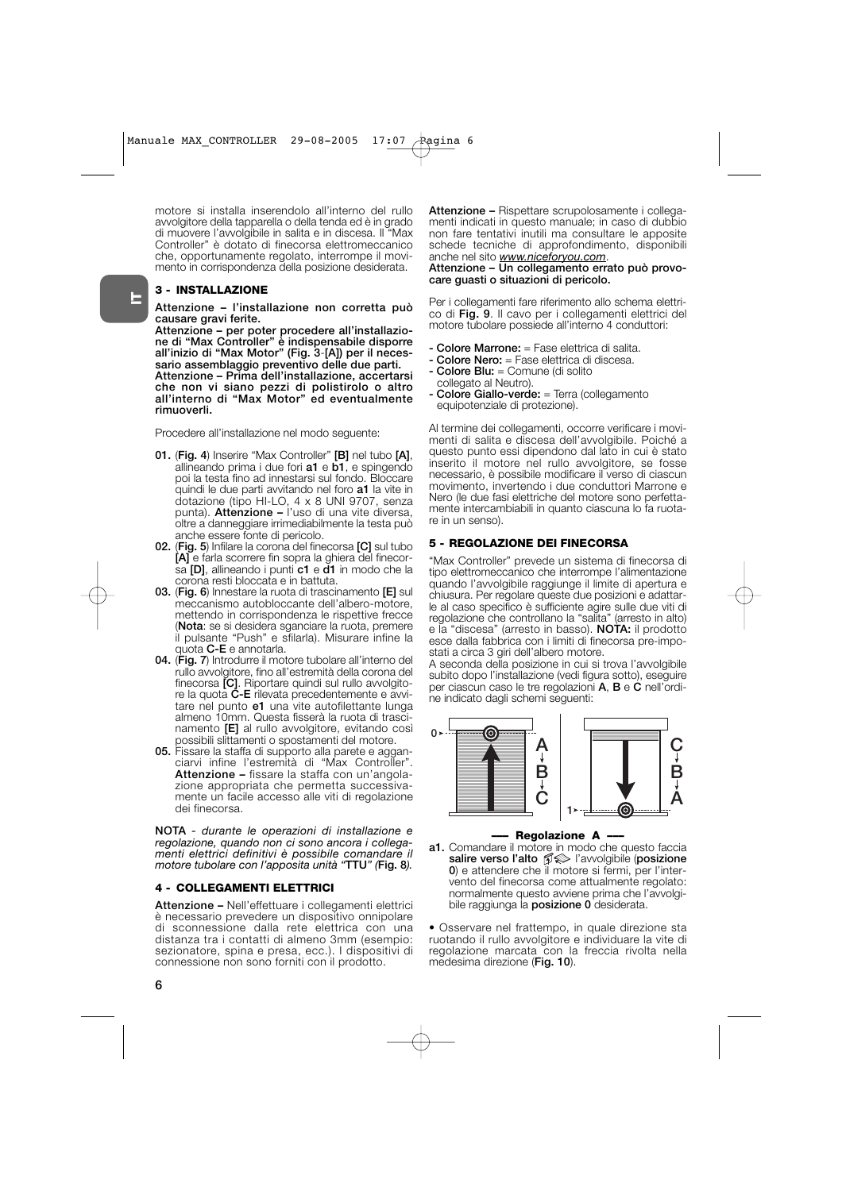motore si installa inserendolo all'interno del rullo avvolgitore della tapparella o della tenda ed è in grado di muovere l'avvolgibile in salita e in discesa. Il "Max Controller" è dotato di finecorsa elettromeccanico che, opportunamente regolato, interrompe il movimento in corrispondenza della posizione desiderata.

## 3 - INSTALLAZIONE

**Attenzione – l'installazione non corretta può causare gravi ferite.**
**Attenzione – per poter procedere all'installazione di "Max Controller" è indispensabile disporre all'inizio di "Max Motor" (Fig. 3-[A]) per il necessario assemblaggio preventivo delle due parti.**
**Attenzione – Prima dell'installazione, accertarsi che non vi siano pezzi di polistirolo o altro all'interno di "Max Motor" ed eventualmente rimuoverli.**

Procedere all'installazione nel modo seguente:

**01.** (**Fig. 4**) Inserire "Max Controller" **[B]** nel tubo **[A]**, allineando prima i due fori **a1** e **b1**, e spingendo poi la testa fino ad innestarsi sul fondo. Bloccare quindi le due parti avvitando nel foro **a1** la vite in dotazione (tipo HI-LO, 4 x 8 UNI 9707, senza punta). **Attenzione –** l'uso di una vite diversa, oltre a danneggiare irrimediabilmente la testa può anche essere fonte di pericolo.

**02.** (**Fig. 5**) Infilare la corona del finecorsa **[C]** sul tubo **[A]** e farla scorrere fin sopra la ghiera del finecorsa **[D]**, allineando i punti **c1** e **d1** in modo che la corona resti bloccata e in battuta.

**03.** (**Fig. 6**) Innestare la ruota di trascinamento **[E]** sul meccanismo autobloccante dell'albero-motore, mettendo in corrispondenza le rispettive frecce (**Nota**: se si desidera sganciare la ruota, premere il pulsante "Push" e sfilarla). Misurare infine la quota **C-E** e annotarla.

**04.** (**Fig. 7**) Introdurre il motore tubolare all'interno del rullo avvolgitore, fino all'estremità della corona del finecorsa **[C]**. Riportare quindi sul rullo avvolgitore la quota **C-E** rilevata precedentemente e avvitare nel punto **e1** una vite autofilettante lunga almeno 10mm. Questa fisserà la ruota di trascinamento **[E]** al rullo avvolgitore, evitando così possibili slittamenti o spostamenti del motore.

**05.** Fissare la staffa di supporto alla parete e agganciarvi infine l'estremità di "Max Controller". **Attenzione –** fissare la staffa con un'angolazione appropriata che permetta successivamente un facile accesso alle viti di regolazione dei finecorsa.

**NOTA** - *durante le operazioni di installazione e regolazione, quando non ci sono ancora i collegamenti elettrici definitivi è possibile comandare il motore tubolare con l'apposita unità "***TTU***" (***Fig. 8***).*

## 4 - COLLEGAMENTI ELETTRICI

**Attenzione –** Nell'effettuare i collegamenti elettrici è necessario prevedere un dispositivo onnipolare di sconnessione dalla rete elettrica con una distanza tra i contatti di almeno 3mm (esempio: sezionatore, spina e presa, ecc.). I dispositivi di connessione non sono forniti con il prodotto.

**Attenzione –** Rispettare scrupolosamente i collegamenti indicati in questo manuale; in caso di dubbio non fare tentativi inutili ma consultare le apposite schede tecniche di approfondimento, disponibili anche nel sito *www.niceforyou.com*.
**Attenzione – Un collegamento errato può provocare guasti o situazioni di pericolo.**

Per i collegamenti fare riferimento allo schema elettrico di **Fig. 9**. Il cavo per i collegamenti elettrici del motore tubolare possiede all'interno 4 conduttori:

- **Colore Marrone:** = Fase elettrica di salita.
- **Colore Nero:** = Fase elettrica di discesa.
- **Colore Blu:** = Comune (di solito collegato al Neutro).
- **Colore Giallo-verde:** = Terra (collegamento equipotenziale di protezione).

Al termine dei collegamenti, occorre verificare i movimenti di salita e discesa dell'avvolgibile. Poiché a questo punto essi dipendono dal lato in cui è stato inserito il motore nel rullo avvolgitore, se fosse necessario, è possibile modificare il verso di ciascun movimento, invertendo i due conduttori Marrone e Nero (le due fasi elettriche del motore sono perfettamente intercambiabili in quanto ciascuna lo fa ruotare in un senso).

## 5 - REGOLAZIONE DEI FINECORSA

"Max Controller" prevede un sistema di finecorsa di tipo elettromeccanico che interrompe l'alimentazione quando l'avvolgibile raggiunge il limite di apertura e chiusura. Per regolare queste due posizioni e adattarle al caso specifico è sufficiente agire sulle due viti di regolazione che controllano la "salita" (arresto in alto) e la "discesa" (arresto in basso). **NOTA:** il prodotto esce dalla fabbrica con i limiti di finecorsa pre-impostati a circa 3 giri dell'albero motore.
A seconda della posizione in cui si trova l'avvolgibile subito dopo l'installazione (vedi figura sotto), eseguire per ciascun caso le tre regolazioni **A**, **B** e **C** nell'ordine indicato dagli schemi seguenti:

**— Regolazione A —**

**a1.** Comandare il motore in modo che questo faccia **salire verso l'alto** l'avvolgibile (**posizione 0**) e attendere che il motore si fermi, per l'intervento del finecorsa come attualmente regolato: normalmente questo avviene prima che l'avvolgibile raggiunga la **posizione 0** desiderata.

• Osservare nel frattempo, in quale direzione sta ruotando il rullo avvolgitore e individuare la vite di regolazione marcata con la freccia rivolta nella medesima direzione (**Fig. 10**).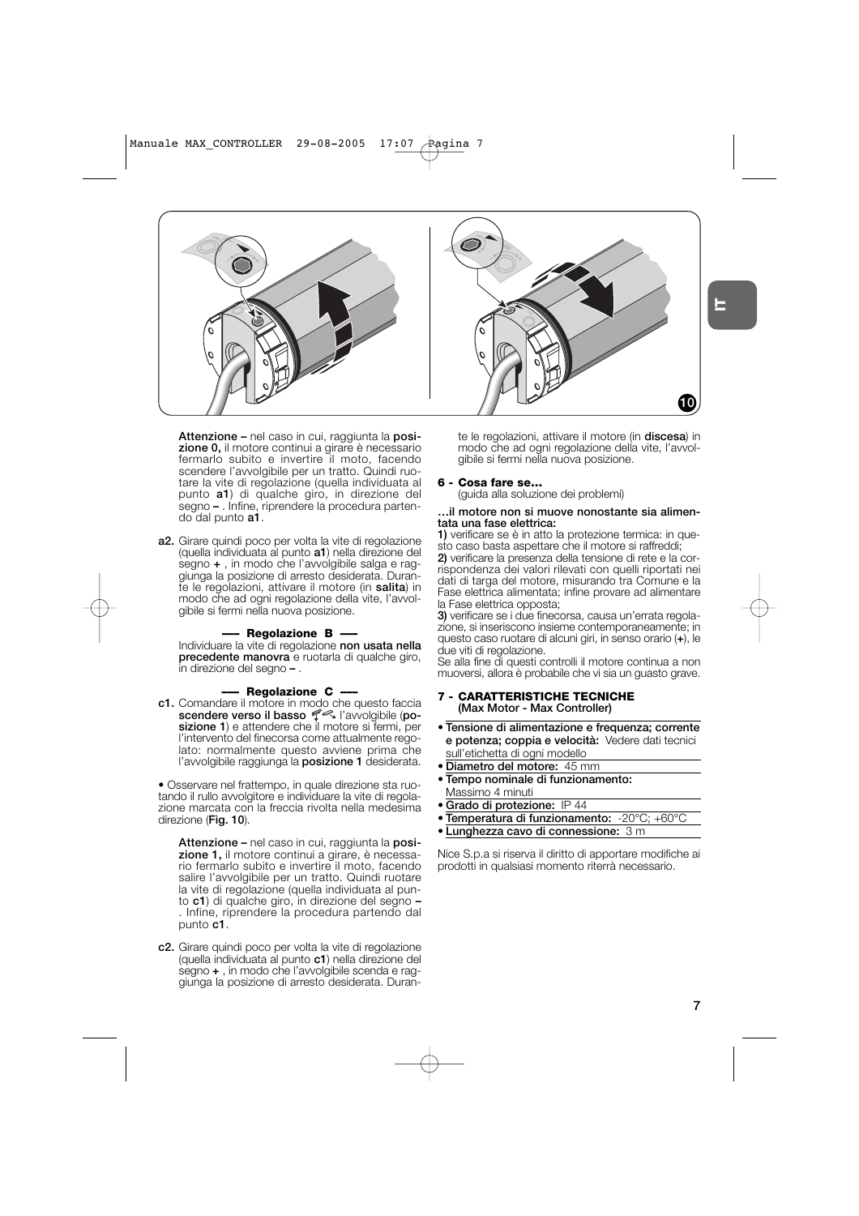**Attenzione –** nel caso in cui, raggiunta la **posizione 0,** il motore continui a girare è necessario fermarlo subito e invertire il moto, facendo scendere l'avvolgibile per un tratto. Quindi ruotare la vite di regolazione (quella individuata al punto **a1**) di qualche giro, in direzione del segno **–** . Infine, riprendere la procedura partendo dal punto **a1**.

**a2.** Girare quindi poco per volta la vite di regolazione (quella individuata al punto **a1**) nella direzione del segno **+** , in modo che l'avvolgibile salga e raggiunga la posizione di arresto desiderata. Durante le regolazioni, attivare il motore (in **salita**) in modo che ad ogni regolazione della vite, l'avvolgibile si fermi nella nuova posizione.

**—— Regolazione B ——**

Individuare la vite di regolazione **non usata nella precedente manovra** e ruotarla di qualche giro, in direzione del segno **–** .

**—— Regolazione C ——**

**c1.** Comandare il motore in modo che questo faccia **scendere verso il basso** l'avvolgibile (**posizione 1**) e attendere che il motore si fermi, per l'intervento del finecorsa come attualmente regolato: normalmente questo avviene prima che l'avvolgibile raggiunga la **posizione 1** desiderata.

• Osservare nel frattempo, in quale direzione sta ruotando il rullo avvolgitore e individuare la vite di regolazione marcata con la freccia rivolta nella medesima direzione (**Fig. 10**).

**Attenzione –** nel caso in cui, raggiunta la **posizione 1,** il motore continui a girare, è necessario fermarlo subito e invertire il moto, facendo salire l'avvolgibile per un tratto. Quindi ruotare la vite di regolazione (quella individuata al punto **c1**) di qualche giro, in direzione del segno **–** . Infine, riprendere la procedura partendo dal punto **c1**.

**c2.** Girare quindi poco per volta la vite di regolazione (quella individuata al punto **c1**) nella direzione del segno **+** , in modo che l'avvolgibile scenda e raggiunga la posizione di arresto desiderata. Durante le regolazioni, attivare il motore (in **discesa**) in modo che ad ogni regolazione della vite, l'avvolgibile si fermi nella nuova posizione.

## 6 - Cosa fare se...

(guida alla soluzione dei problemi)

**...il motore non si muove nonostante sia alimentata una fase elettrica:**

**1)** verificare se è in atto la protezione termica: in questo caso basta aspettare che il motore si raffreddi;
**2)** verificare la presenza della tensione di rete e la corrispondenza dei valori rilevati con quelli riportati nei dati di targa del motore, misurando tra Comune e la Fase elettrica alimentata; infine provare ad alimentare la Fase elettrica opposta;
**3)** verificare se i due finecorsa, causa un'errata regolazione, si inseriscono insieme contemporaneamente; in questo caso ruotare di alcuni giri, in senso orario (**+**), le due viti di regolazione.

Se alla fine di questi controlli il motore continua a non muoversi, allora è probabile che vi sia un guasto grave.

## 7 - CARATTERISTICHE TECNICHE
**(Max Motor - Max Controller)**

- **Tensione di alimentazione e frequenza; corrente e potenza; coppia e velocità:** Vedere dati tecnici sull'etichetta di ogni modello
- **Diametro del motore:** 45 mm
- **Tempo nominale di funzionamento:** Massimo 4 minuti
- **Grado di protezione:** IP 44
- **Temperatura di funzionamento:** -20°C; +60°C
- **Lunghezza cavo di connessione:** 3 m

Nice S.p.a si riserva il diritto di apportare modifiche ai prodotti in qualsiasi momento riterrà necessario.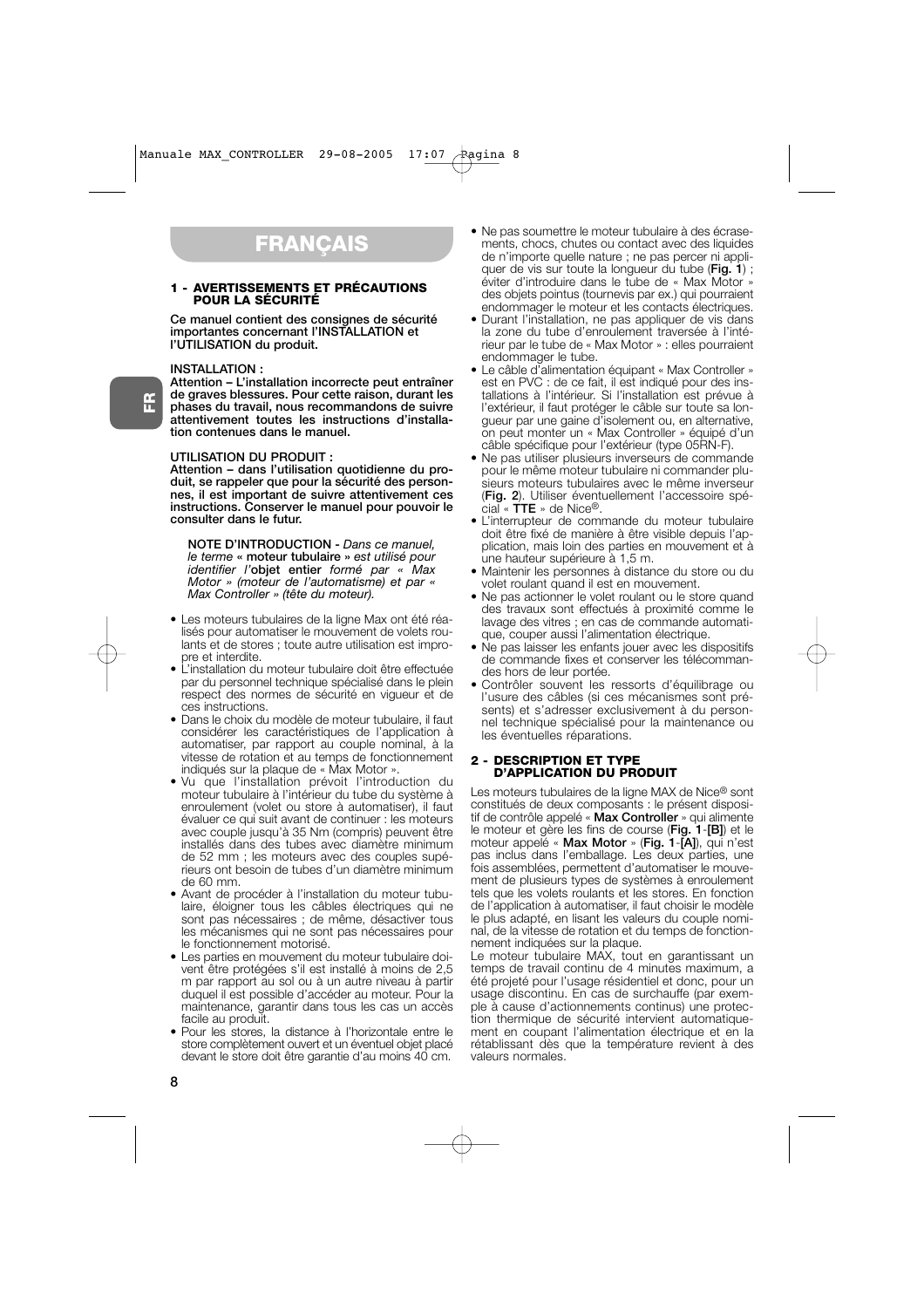# FRANÇAIS

## 1 - AVERTISSEMENTS ET PRÉCAUTIONS POUR LA SÉCURITÉ

**Ce manuel contient des consignes de sécurité importantes concernant l'INSTALLATION et l'UTILISATION du produit.**

**INSTALLATION :**
**Attention – L'installation incorrecte peut entraîner de graves blessures. Pour cette raison, durant les phases du travail, nous recommandons de suivre attentivement toutes les instructions d'installation contenues dans le manuel.**

**UTILISATION DU PRODUIT :**
**Attention – dans l'utilisation quotidienne du produit, se rappeler que pour la sécurité des personnes, il est important de suivre attentivement ces instructions. Conserver le manuel pour pouvoir le consulter dans le futur.**

**NOTE D'INTRODUCTION -** *Dans ce manuel, le terme* **« moteur tubulaire »** *est utilisé pour identifier l'***objet entier** *formé par « Max Motor » (moteur de l'automatisme) et par « Max Controller » (tête du moteur).*

- Les moteurs tubulaires de la ligne Max ont été réalisés pour automatiser le mouvement de volets roulants et de stores ; toute autre utilisation est impropre et interdite.
- L'installation du moteur tubulaire doit être effectuée par du personnel technique spécialisé dans le plein respect des normes de sécurité en vigueur et de ces instructions.
- Dans le choix du modèle de moteur tubulaire, il faut considérer les caractéristiques de l'application à automatiser, par rapport au couple nominal, à la vitesse de rotation et au temps de fonctionnement indiqués sur la plaque de « Max Motor ».
- Vu que l'installation prévoit l'introduction du moteur tubulaire à l'intérieur du tube du système à enroulement (volet ou store à automatiser), il faut évaluer ce qui suit avant de continuer : les moteurs avec couple jusqu'à 35 Nm (compris) peuvent être installés dans des tubes avec diamètre minimum de 52 mm ; les moteurs avec des couples supérieurs ont besoin de tubes d'un diamètre minimum de 60 mm.
- Avant de procéder à l'installation du moteur tubulaire, éloigner tous les câbles électriques qui ne sont pas nécessaires ; de même, désactiver tous les mécanismes qui ne sont pas nécessaires pour le fonctionnement motorisé.
- Les parties en mouvement du moteur tubulaire doivent être protégées s'il est installé à moins de 2,5 m par rapport au sol ou à un autre niveau à partir duquel il est possible d'accéder au moteur. Pour la maintenance, garantir dans tous les cas un accès facile au produit.
- Pour les stores, la distance à l'horizontale entre le store complètement ouvert et un éventuel objet placé devant le store doit être garantie d'au moins 40 cm.
- Ne pas soumettre le moteur tubulaire à des écrasements, chocs, chutes ou contact avec des liquides de n'importe quelle nature ; ne pas percer ni appliquer de vis sur toute la longueur du tube (**Fig. 1**) ; éviter d'introduire dans le tube de « Max Motor » des objets pointus (tournevis par ex.) qui pourraient endommager le moteur et les contacts électriques.
- Durant l'installation, ne pas appliquer de vis dans la zone du tube d'enroulement traversée à l'intérieur par le tube de « Max Motor » : elles pourraient endommager le tube.
- Le câble d'alimentation équipant « Max Controller » est en PVC : de ce fait, il est indiqué pour des installations à l'intérieur. Si l'installation est prévue à l'extérieur, il faut protéger le câble sur toute sa longueur par une gaine d'isolement ou, en alternative, on peut monter un « Max Controller » équipé d'un câble spécifique pour l'extérieur (type 05RN-F).
- Ne pas utiliser plusieurs inverseurs de commande pour le même moteur tubulaire ni commander plusieurs moteurs tubulaires avec le même inverseur (**Fig. 2**). Utiliser éventuellement l'accessoire spécial « **TTE** » de Nice®.
- L'interrupteur de commande du moteur tubulaire doit être fixé de manière à être visible depuis l'application, mais loin des parties en mouvement et à une hauteur supérieure à 1,5 m.
- Maintenir les personnes à distance du store ou du volet roulant quand il est en mouvement.
- Ne pas actionner le volet roulant ou le store quand des travaux sont effectués à proximité comme le lavage des vitres ; en cas de commande automatique, couper aussi l'alimentation électrique.
- Ne pas laisser les enfants jouer avec les dispositifs de commande fixes et conserver les télécommandes hors de leur portée.
- Contrôler souvent les ressorts d'équilibrage ou l'usure des câbles (si ces mécanismes sont présents) et s'adresser exclusivement à du personnel technique spécialisé pour la maintenance ou les éventuelles réparations.

## 2 - DESCRIPTION ET TYPE D'APPLICATION DU PRODUIT

Les moteurs tubulaires de la ligne MAX de Nice® sont constitués de deux composants : le présent dispositif de contrôle appelé « **Max Controller** » qui alimente le moteur et gère les fins de course (**Fig. 1**-**[B]**) et le moteur appelé « **Max Motor** » (**Fig. 1**-**[A]**), qui n'est pas inclus dans l'emballage. Les deux parties, une fois assemblées, permettent d'automatiser le mouvement de plusieurs types de systèmes à enroulement tels que les volets roulants et les stores. En fonction de l'application à automatiser, il faut choisir le modèle le plus adapté, en lisant les valeurs du couple nominal, de la vitesse de rotation et du temps de fonctionnement indiquées sur la plaque.

Le moteur tubulaire MAX, tout en garantissant un temps de travail continu de 4 minutes maximum, a été projeté pour l'usage résidentiel et donc, pour un usage discontinu. En cas de surchauffe (par exemple à cause d'actionnements continus) une protection thermique de sécurité intervient automatiquement en coupant l'alimentation électrique et en la rétablissant dès que la température revient à des valeurs normales.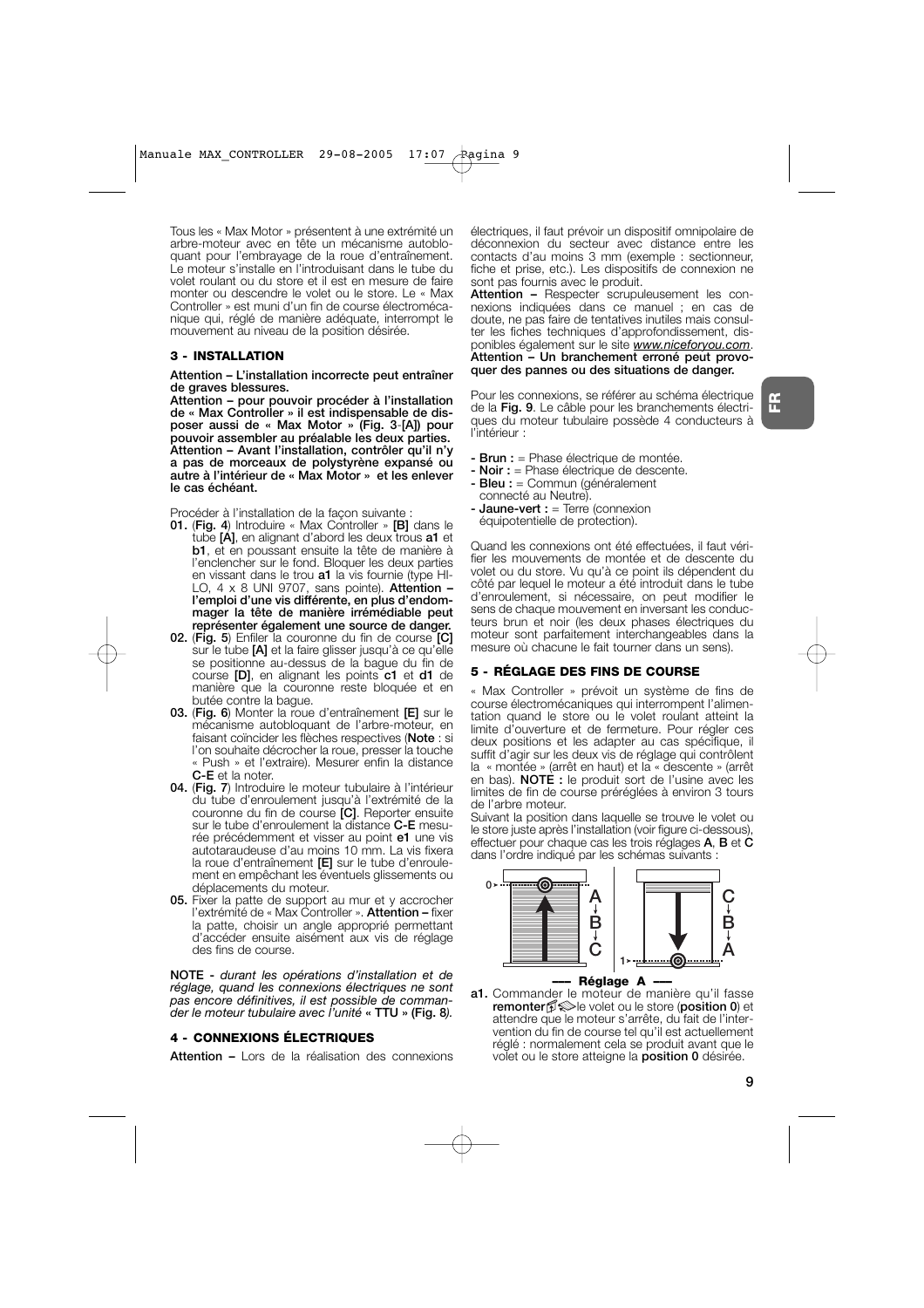Tous les « Max Motor » présentent à une extrémité un arbre-moteur avec en tête un mécanisme autobloquant pour l'embrayage de la roue d'entraînement. Le moteur s'installe en l'introduisant dans le tube du volet roulant ou du store et il est en mesure de faire monter ou descendre le volet ou le store. Le « Max Controller » est muni d'un fin de course électromécanique qui, réglé de manière adéquate, interrompt le mouvement au niveau de la position désirée.

## 3 - INSTALLATION

**Attention – L'installation incorrecte peut entraîner de graves blessures.**

**Attention – pour pouvoir procéder à l'installation de « Max Controller » il est indispensable de disposer aussi de « Max Motor » (Fig. 3-[A]) pour pouvoir assembler au préalable les deux parties.**

**Attention – Avant l'installation, contrôler qu'il n'y a pas de morceaux de polystyrène expansé ou autre à l'intérieur de « Max Motor » et les enlever le cas échéant.**

Procéder à l'installation de la façon suivante :

**01.** (**Fig. 4**) Introduire « Max Controller » **[B]** dans le tube **[A]**, en alignant d'abord les deux trous **a1** et **b1**, et en poussant ensuite la tête de manière à l'enclencher sur le fond. Bloquer les deux parties en vissant dans le trou **a1** la vis fournie (type HI-LO, 4 x 8 UNI 9707, sans pointe). **Attention – l'emploi d'une vis différente, en plus d'endommager la tête de manière irrémédiable peut représenter également une source de danger.**

**02.** (**Fig. 5**) Enfiler la couronne du fin de course **[C]** sur le tube **[A]** et la faire glisser jusqu'à ce qu'elle se positionne au-dessus de la bague du fin de course **[D]**, en alignant les points **c1** et **d1** de manière que la couronne reste bloquée et en butée contre la bague.

**03.** (**Fig. 6**) Monter la roue d'entraînement **[E]** sur le mécanisme autobloquant de l'arbre-moteur, en faisant coïncider les flèches respectives (**Note** : si l'on souhaite décrocher la roue, presser la touche « Push » et l'extraire). Mesurer enfin la distance **C-E** et la noter.

**04.** (**Fig. 7**) Introduire le moteur tubulaire à l'intérieur du tube d'enroulement jusqu'à l'extrémité de la couronne du fin de course **[C]**. Reporter ensuite sur le tube d'enroulement la distance **C-E** mesurée précédemment et visser au point **e1** une vis autotaraudeuse d'au moins 10 mm. La vis fixera la roue d'entraînement **[E]** sur le tube d'enroulement en empêchant les éventuels glissements ou déplacements du moteur.

**05.** Fixer la patte de support au mur et y accrocher l'extrémité de « Max Controller ». **Attention –** fixer la patte, choisir un angle approprié permettant d'accéder ensuite aisément aux vis de réglage des fins de course.

**NOTE -** *durant les opérations d'installation et de réglage, quand les connexions électriques ne sont pas encore définitives, il est possible de commander le moteur tubulaire avec l'unité* **« TTU » (Fig. 8)**.

## 4 - CONNEXIONS ÉLECTRIQUES

**Attention –** Lors de la réalisation des connexions électriques, il faut prévoir un dispositif omnipolaire de déconnexion du secteur avec distance entre les contacts d'au moins 3 mm (exemple : sectionneur, fiche et prise, etc.). Les dispositifs de connexion ne sont pas fournis avec le produit.

**Attention –** Respecter scrupuleusement les connexions indiquées dans ce manuel ; en cas de doute, ne pas faire de tentatives inutiles mais consulter les fiches techniques d'approfondissement, disponibles également sur le site *www.niceforyou.com*.

**Attention – Un branchement erroné peut provoquer des pannes ou des situations de danger.**

Pour les connexions, se référer au schéma électrique de la **Fig. 9**. Le câble pour les branchements électriques du moteur tubulaire possède 4 conducteurs à l'intérieur :

- **Brun :** = Phase électrique de montée.
- **Noir :** = Phase électrique de descente.
- **Bleu :** = Commun (généralement connecté au Neutre).
- **Jaune-vert :** = Terre (connexion équipotentielle de protection).

Quand les connexions ont été effectuées, il faut vérifier les mouvements de montée et de descente du volet ou du store. Vu qu'à ce point ils dépendent du côté par lequel le moteur a été introduit dans le tube d'enroulement, si nécessaire, on peut modifier le sens de chaque mouvement en inversant les conducteurs brun et noir (les deux phases électriques du moteur sont parfaitement interchangeables dans la mesure où chacune le fait tourner dans un sens).

## 5 - RÉGLAGE DES FINS DE COURSE

« Max Controller » prévoit un système de fins de course électromécaniques qui interrompent l'alimentation quand le store ou le volet roulant atteint la limite d'ouverture et de fermeture. Pour régler ces deux positions et les adapter au cas spécifique, il suffit d'agir sur les deux vis de réglage qui contrôlent la « montée » (arrêt en haut) et la « descente » (arrêt en bas). **NOTE :** le produit sort de l'usine avec les limites de fin de course préréglées à environ 3 tours de l'arbre moteur.

Suivant la position dans laquelle se trouve le volet ou le store juste après l'installation (voir figure ci-dessous), effectuer pour chaque cas les trois réglages **A**, **B** et **C** dans l'ordre indiqué par les schémas suivants :

0 — A → B → C | C → B → A — 1

### — Réglage A —

**a1.** Commander le moteur de manière qu'il fasse **remonter** le volet ou le store (**position 0**) et attendre que le moteur s'arrête, du fait de l'intervention du fin de course tel qu'il est actuellement réglé : normalement cela se produit avant que le volet ou le store atteigne la **position 0** désirée.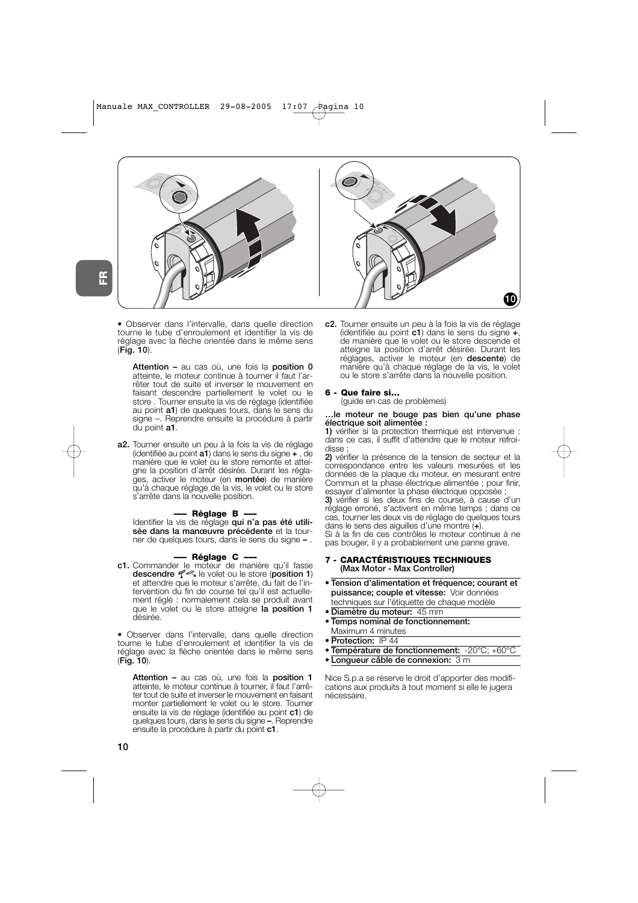• Observer dans l'intervalle, dans quelle direction tourne le tube d'enroulement et identifier la vis de réglage avec la flèche orientée dans le même sens (**Fig. 10**).

**Attention –** au cas où, une fois la **position 0** atteinte, le moteur continue à tourner il faut l'arrêter tout de suite et inverser le mouvement en faisant descendre partiellement le volet ou le store . Tourner ensuite la vis de réglage (identifiée au point **a1**) de quelques tours, dans le sens du signe –. Reprendre ensuite la procédure à partir du point **a1**.

**a2.** Tourner ensuite un peu à la fois la vis de réglage (identifiée au point **a1**) dans le sens du signe **+** , de manière que le volet ou le store remonte et atteigne la position d'arrêt désirée. Durant les réglages, activer le moteur (en **montée**) de manière qu'à chaque réglage de la vis, le volet ou le store s'arrête dans la nouvelle position.

**—— Réglage B ——**

Identifier la vis de réglage **qui n'a pas été utilisée dans la manœuvre précédente** et la tourner de quelques tours, dans le sens du signe **–** .

**—— Réglage C ——**

**c1.** Commander le moteur de manière qu'il fasse **descendre** le volet ou le store (**position 1**) et attendre que le moteur s'arrête, du fait de l'intervention du fin de course tel qu'il est actuellement réglé : normalement cela se produit avant que le volet ou le store atteigne **la position 1** désirée.

• Observer dans l'intervalle, dans quelle direction tourne le tube d'enroulement et identifier la vis de réglage avec la flèche orientée dans le même sens (**Fig. 10**).

**Attention –** au cas où, une fois la **position 1** atteinte, le moteur continue à tourner, il faut l'arrêter tout de suite et inverser le mouvement en faisant monter partiellement le volet ou le store. Tourner ensuite la vis de réglage (identifiée au point **c1**) de quelques tours, dans le sens du signe **–**. Reprendre ensuite la procédure à partir du point **c1**.

**c2.** Tourner ensuite un peu à la fois la vis de réglage (identifiée au point **c1**) dans le sens du signe **+**, de manière que le volet ou le store descende et atteigne la position d'arrêt désirée. Durant les réglages, activer le moteur (en **descente**) de manière qu'à chaque réglage de la vis, le volet ou le store s'arrête dans la nouvelle position.

## 6 - Que faire si...

(guide en cas de problèmes)

**...le moteur ne bouge pas bien qu'une phase électrique soit alimentée :**

**1)** vérifier si la protection thermique est intervenue : dans ce cas, il suffit d'attendre que le moteur refroidisse ;

**2)** vérifier la présence de la tension de secteur et la correspondance entre les valeurs mesurées et les données de la plaque du moteur, en mesurant entre Commun et la phase électrique alimentée ; pour finir, essayer d'alimenter la phase électrique opposée ;

**3)** vérifier si les deux fins de course, à cause d'un réglage erroné, s'activent en même temps ; dans ce cas, tourner les deux vis de réglage de quelques tours dans le sens des aiguilles d'une montre (**+**).

Si à la fin de ces contrôles le moteur continue à ne pas bouger, il y a probablement une panne grave.

## 7 - CARACTÉRISTIQUES TECHNIQUES

**(Max Motor - Max Controller)**

- **Tension d'alimentation et fréquence; courant et puissance; couple et vitesse:** Voir données techniques sur l'étiquette de chaque modèle
- **Diamètre du moteur:** 45 mm
- **Temps nominal de fonctionnement:** Maximum 4 minutes
- **Protection:** IP 44
- **Température de fonctionnement:** -20°C; +60°C
- **Longueur câble de connexion:** 3 m

Nice S.p.a se réserve le droit d'apporter des modifications aux produits à tout moment si elle le jugera nécessaire.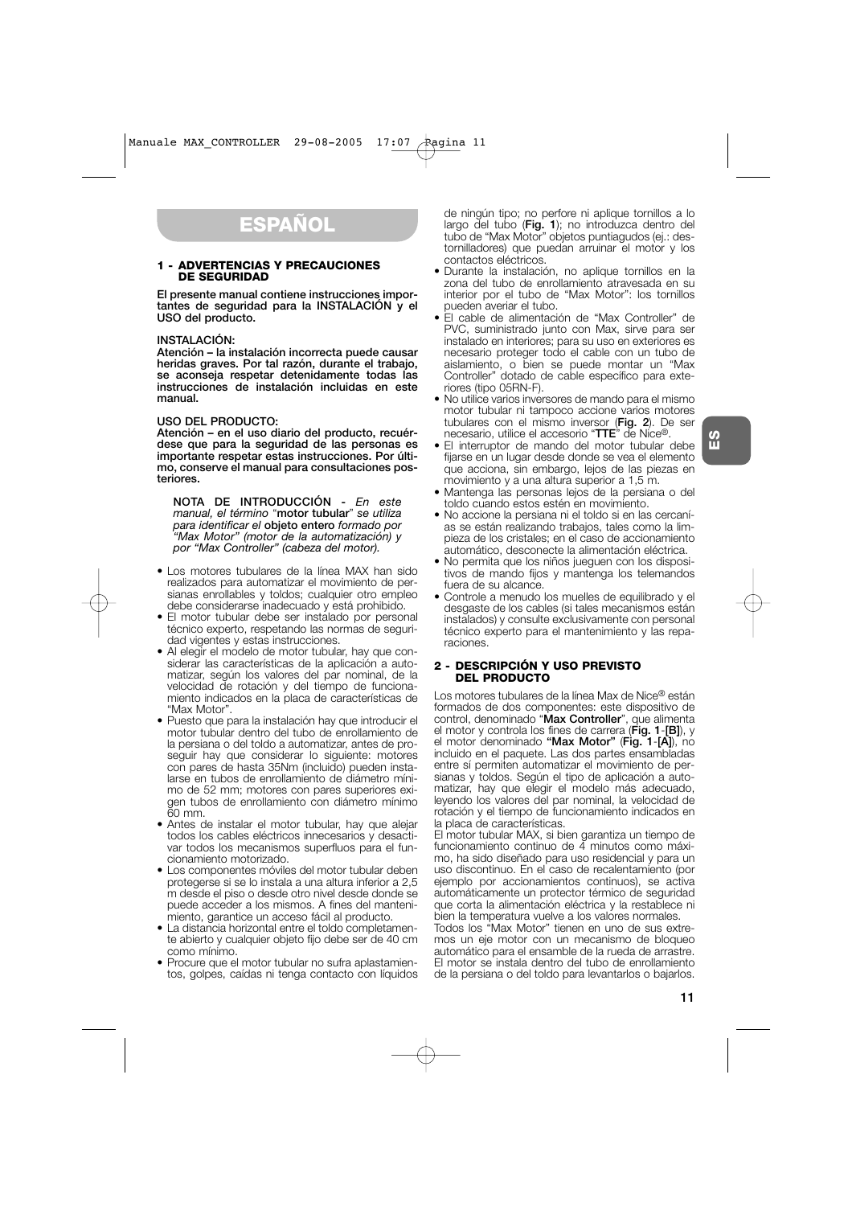# ESPAÑOL

## 1 - ADVERTENCIAS Y PRECAUCIONES DE SEGURIDAD

**El presente manual contiene instrucciones importantes de seguridad para la INSTALACIÓN y el USO del producto.**

**INSTALACIÓN:**
**Atención – la instalación incorrecta puede causar heridas graves. Por tal razón, durante el trabajo, se aconseja respetar detenidamente todas las instrucciones de instalación incluidas en este manual.**

**USO DEL PRODUCTO:**
**Atención – en el uso diario del producto, recuérdese que para la seguridad de las personas es importante respetar estas instrucciones. Por último, conserve el manual para consultaciones posteriores.**

> **NOTA DE INTRODUCCIÓN** - *En este manual, el término* "**motor tubular**" *se utiliza para identificar el* **objeto entero** *formado por "Max Motor" (motor de la automatización) y por "Max Controller" (cabeza del motor).*

- Los motores tubulares de la línea MAX han sido realizados para automatizar el movimiento de persianas enrollables y toldos; cualquier otro empleo debe considerarse inadecuado y está prohibido.
- El motor tubular debe ser instalado por personal técnico experto, respetando las normas de seguridad vigentes y estas instrucciones.
- Al elegir el modelo de motor tubular, hay que considerar las características de la aplicación a automatizar, según los valores del par nominal, de la velocidad de rotación y del tiempo de funcionamiento indicados en la placa de características de "Max Motor".
- Puesto que para la instalación hay que introducir el motor tubular dentro del tubo de enrollamiento de la persiana o del toldo a automatizar, antes de proseguir hay que considerar lo siguiente: motores con pares de hasta 35Nm (incluido) pueden instalarse en tubos de enrollamiento de diámetro mínimo de 52 mm; motores con pares superiores exigen tubos de enrollamiento con diámetro mínimo 60 mm.
- Antes de instalar el motor tubular, hay que alejar todos los cables eléctricos innecesarios y desactivar todos los mecanismos superfluos para el funcionamiento motorizado.
- Los componentes móviles del motor tubular deben protegerse si se lo instala a una altura inferior a 2,5 m desde el piso o desde otro nivel desde donde se puede acceder a los mismos. A fines del mantenimiento, garantice un acceso fácil al producto.
- La distancia horizontal entre el toldo completamente abierto y cualquier objeto fijo debe ser de 40 cm como mínimo.
- Procure que el motor tubular no sufra aplastamientos, golpes, caídas ni tenga contacto con líquidos de ningún tipo; no perfore ni aplique tornillos a lo largo del tubo (**Fig. 1**); no introduzca dentro del tubo de "Max Motor" objetos puntiagudos (ej.: destornilladores) que puedan arruinar el motor y los contactos eléctricos.
- Durante la instalación, no aplique tornillos en la zona del tubo de enrollamiento atravesada en su interior por el tubo de "Max Motor": los tornillos pueden averiar el tubo.
- El cable de alimentación de "Max Controller" de PVC, suministrado junto con Max, sirve para ser instalado en interiores; para su uso en exteriores es necesario proteger todo el cable con un tubo de aislamiento, o bien se puede montar un "Max Controller" dotado de cable específico para exteriores (tipo 05RN-F).
- No utilice varios inversores de mando para el mismo motor tubular ni tampoco accione varios motores tubulares con el mismo inversor (**Fig. 2**). De ser necesario, utilice el accesorio "**TTE**" de Nice®.
- El interruptor de mando del motor tubular debe fijarse en un lugar desde donde se vea el elemento que acciona, sin embargo, lejos de las piezas en movimiento y a una altura superior a 1,5 m.
- Mantenga las personas lejos de la persiana o del toldo cuando estos estén en movimiento.
- No accione la persiana ni el toldo si en las cercanías se están realizando trabajos, tales como la limpieza de los cristales; en el caso de accionamiento automático, desconecte la alimentación eléctrica.
- No permita que los niños jueguen con los dispositivos de mando fijos y mantenga los telemandos fuera de su alcance.
- Controle a menudo los muelles de equilibrado y el desgaste de los cables (si tales mecanismos están instalados) y consulte exclusivamente con personal técnico experto para el mantenimiento y las reparaciones.

## 2 - DESCRIPCIÓN Y USO PREVISTO DEL PRODUCTO

Los motores tubulares de la línea Max de Nice® están formados de dos componentes: este dispositivo de control, denominado "**Max Controller**", que alimenta el motor y controla los fines de carrera (**Fig. 1**-**[B]**), y el motor denominado **"Max Motor"** (**Fig. 1**-**[A]**), no incluido en el paquete. Las dos partes ensambladas entre sí permiten automatizar el movimiento de persianas y toldos. Según el tipo de aplicación a automatizar, hay que elegir el modelo más adecuado, leyendo los valores del par nominal, la velocidad de rotación y el tiempo de funcionamiento indicados en la placa de características.

El motor tubular MAX, si bien garantiza un tiempo de funcionamiento continuo de 4 minutos como máximo, ha sido diseñado para uso residencial y para un uso discontinuo. En el caso de recalentamiento (por ejemplo por accionamientos continuos), se activa automáticamente un protector térmico de seguridad que corta la alimentación eléctrica y la restablece ni bien la temperatura vuelve a los valores normales.

Todos los "Max Motor" tienen en uno de sus extremos un eje motor con un mecanismo de bloqueo automático para el ensamble de la rueda de arrastre. El motor se instala dentro del tubo de enrollamiento de la persiana o del toldo para levantarlos o bajarlos.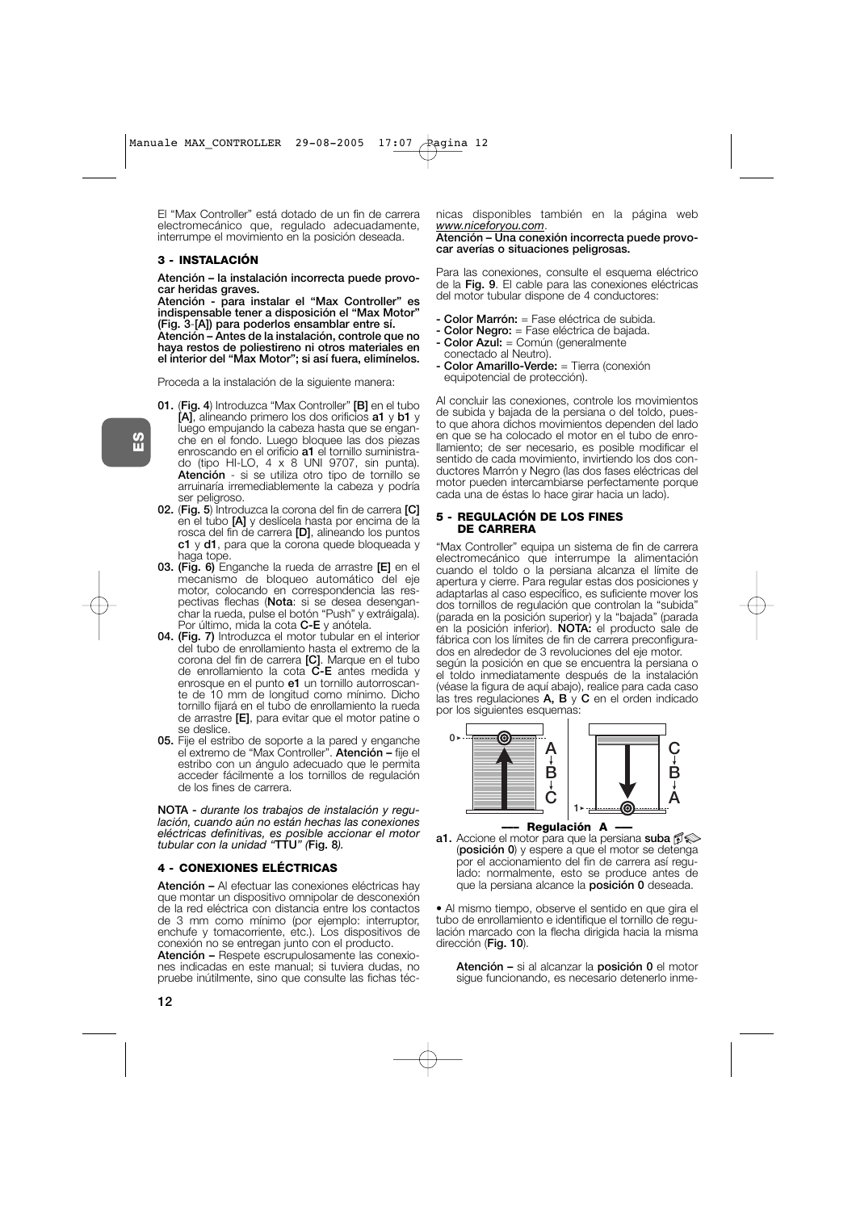El "Max Controller" está dotado de un fin de carrera electromecánico que, regulado adecuadamente, interrumpe el movimiento en la posición deseada.

### 3 - INSTALACIÓN

**Atención – la instalación incorrecta puede provocar heridas graves.**
**Atención - para instalar el "Max Controller" es indispensable tener a disposición el "Max Motor" (Fig. 3-[A]) para poderlos ensamblar entre sí.**
**Atención – Antes de la instalación, controle que no haya restos de poliestireno ni otros materiales en el interior del "Max Motor"; si así fuera, elimínelos.**

Proceda a la instalación de la siguiente manera:

**01.** (**Fig. 4**) Introduzca "Max Controller" **[B]** en el tubo **[A]**, alineando primero los dos orificios **a1** y **b1** y luego empujando la cabeza hasta que se enganche en el fondo. Luego bloquee las dos piezas enroscando en el orificio **a1** el tornillo suministrado (tipo HI-LO, 4 x 8 UNI 9707, sin punta). **Atención** - si se utiliza otro tipo de tornillo se arruinaría irremediablemente la cabeza y podría ser peligroso.
**02.** (**Fig. 5**) Introduzca la corona del fin de carrera **[C]** en el tubo **[A]** y deslícela hasta por encima de la rosca del fin de carrera **[D]**, alineando los puntos **c1** y **d1**, para que la corona quede bloqueada y haga tope.
**03.** **(Fig. 6)** Enganche la rueda de arrastre **[E]** en el mecanismo de bloqueo automático del eje motor, colocando en correspondencia las respectivas flechas (**Nota**: si se desea desenganchar la rueda, pulse el botón "Push" y extráigala). Por último, mida la cota **C-E** y anótela.
**04.** **(Fig. 7)** Introduzca el motor tubular en el interior del tubo de enrollamiento hasta el extremo de la corona del fin de carrera **[C]**. Marque en el tubo de enrollamiento la cota **C-E** antes medida y enrosque en el punto **e1** un tornillo autorroscante de 10 mm de longitud como mínimo. Dicho tornillo fijará en el tubo de enrollamiento la rueda de arrastre **[E]**, para evitar que el motor patine o se deslice.
**05.** Fije el estribo de soporte a la pared y enganche el extremo de "Max Controller". **Atención –** fije el estribo con un ángulo adecuado que le permita acceder fácilmente a los tornillos de regulación de los fines de carrera.

**NOTA** - *durante los trabajos de instalación y regulación, cuando aún no están hechas las conexiones eléctricas definitivas, es posible accionar el motor tubular con la unidad "***TTU***" (***Fig. 8***).*

### 4 - CONEXIONES ELÉCTRICAS

**Atención –** Al efectuar las conexiones eléctricas hay que montar un dispositivo omnipolar de desconexión de la red eléctrica con distancia entre los contactos de 3 mm como mínimo (por ejemplo: interruptor, enchufe y tomacorriente, etc.). Los dispositivos de conexión no se entregan junto con el producto.
**Atención –** Respete escrupulosamente las conexiones indicadas en este manual; si tuviera dudas, no pruebe inútilmente, sino que consulte las fichas técnicas disponibles también en la página web *www.niceforyou.com*.
**Atención – Una conexión incorrecta puede provocar averías o situaciones peligrosas.**

Para las conexiones, consulte el esquema eléctrico de la **Fig. 9**. El cable para las conexiones eléctricas del motor tubular dispone de 4 conductores:

- **Color Marrón:** = Fase eléctrica de subida.
- **Color Negro:** = Fase eléctrica de bajada.
- **Color Azul:** = Común (generalmente conectado al Neutro).
- **Color Amarillo-Verde:** = Tierra (conexión equipotencial de protección).

Al concluir las conexiones, controle los movimientos de subida y bajada de la persiana o del toldo, puesto que ahora dichos movimientos dependen del lado en que se ha colocado el motor en el tubo de enrollamiento; de ser necesario, es posible modificar el sentido de cada movimiento, invirtiendo los dos conductores Marrón y Negro (las dos fases eléctricas del motor pueden intercambiarse perfectamente porque cada una de éstas lo hace girar hacia un lado).

### 5 - REGULACIÓN DE LOS FINES DE CARRERA

"Max Controller" equipa un sistema de fin de carrera electromecánico que interrumpe la alimentación cuando el toldo o la persiana alcanza el límite de apertura y cierre. Para regular estas dos posiciones y adaptarlas al caso específico, es suficiente mover los dos tornillos de regulación que controlan la "subida" (parada en la posición superior) y la "bajada" (parada en la posición inferior). **NOTA:** el producto sale de fábrica con los límites de fin de carrera preconfigurados en alrededor de 3 revoluciones del eje motor.
según la posición en que se encuentra la persiana o el toldo inmediatamente después de la instalación (véase la figura de aquí abajo), realice para cada caso las tres regulaciones **A, B** y **C** en el orden indicado por los siguientes esquemas:

0 – A → B → C | C → B → A – 1

**—— Regulación A ——**

**a1.** Accione el motor para que la persiana **suba** (**posición 0**) y espere a que el motor se detenga por el accionamiento del fin de carrera así regulado: normalmente, esto se produce antes de que la persiana alcance la **posición 0** deseada.

• Al mismo tiempo, observe el sentido en que gira el tubo de enrollamiento e identifique el tornillo de regulación marcado con la flecha dirigida hacia la misma dirección (**Fig. 10**).

**Atención –** si al alcanzar la **posición 0** el motor sigue funcionando, es necesario detenerlo inme-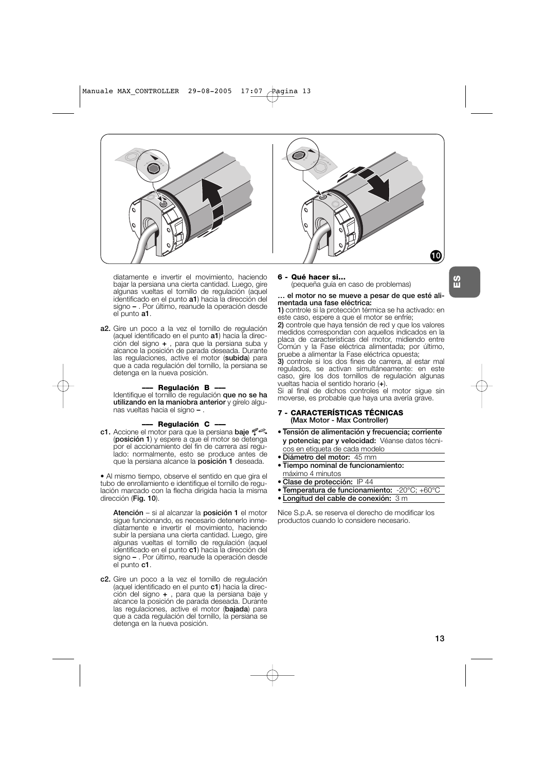diatamente e invertir el movimiento, haciendo bajar la persiana una cierta cantidad. Luego, gire algunas vueltas el tornillo de regulación (aquel identificado en el punto **a1**) hacia la dirección del signo **–** . Por último, reanude la operación desde el punto **a1**.

**a2.** Gire un poco a la vez el tornillo de regulación (aquel identificado en el punto **a1**) hacia la dirección del signo **+** , para que la persiana suba y alcance la posición de parada deseada. Durante las regulaciones, active el motor (**subida**) para que a cada regulación del tornillo, la persiana se detenga en la nueva posición.

**––– Regulación B –––**

Identifique el tornillo de regulación **que no se ha utilizando en la maniobra anterior** y gírelo algunas vueltas hacia el signo **–** .

**––– Regulación C –––**

**c1.** Accione el motor para que la persiana **baje** (**posición 1**) y espere a que el motor se detenga por el accionamiento del fin de carrera así regulado: normalmente, esto se produce antes de que la persiana alcance la **posición 1** deseada.

• Al mismo tiempo, observe el sentido en que gira el tubo de enrollamiento e identifique el tornillo de regulación marcado con la flecha dirigida hacia la misma dirección (**Fig. 10**).

**Atención** – si al alcanzar la **posición 1** el motor sigue funcionando, es necesario detenerlo inmediatamente e invertir el movimiento, haciendo subir la persiana una cierta cantidad. Luego, gire algunas vueltas el tornillo de regulación (aquel identificado en el punto **c1**) hacia la dirección del signo **–** . Por último, reanude la operación desde el punto **c1**.

**c2.** Gire un poco a la vez el tornillo de regulación (aquel identificado en el punto **c1**) hacia la dirección del signo **+** , para que la persiana baje y alcance la posición de parada deseada. Durante las regulaciones, active el motor (**bajada**) para que a cada regulación del tornillo, la persiana se detenga en la nueva posición.

## 6 - Qué hacer si…

(pequeña guía en caso de problemas)

**… el motor no se mueve a pesar de que esté alimentada una fase eléctrica:**

**1)** controle si la protección térmica se ha activado: en este caso, espere a que el motor se enfríe;

**2)** controle que haya tensión de red y que los valores medidos correspondan con aquellos indicados en la placa de características del motor, midiendo entre Común y la Fase eléctrica alimentada; por último, pruebe a alimentar la Fase eléctrica opuesta;

**3)** controle si los dos fines de carrera, al estar mal regulados, se activan simultáneamente: en este caso, gire los dos tornillos de regulación algunas vueltas hacia el sentido horario (**+**).

Si al final de dichos controles el motor sigue sin moverse, es probable que haya una avería grave.

## 7 - CARACTERÍSTICAS TÉCNICAS

**(Max Motor - Max Controller)**

- **Tensión de alimentación y frecuencia; corriente y potencia; par y velocidad:** Véanse datos técnicos en etiqueta de cada modelo
- **Diámetro del motor:** 45 mm
- **Tiempo nominal de funcionamiento:** máximo 4 minutos
- **Clase de protección:** IP 44
- **Temperatura de funcionamiento:** -20°C; +60°C
- **Longitud del cable de conexión:** 3 m

Nice S.p.A. se reserva el derecho de modificar los productos cuando lo considere necesario.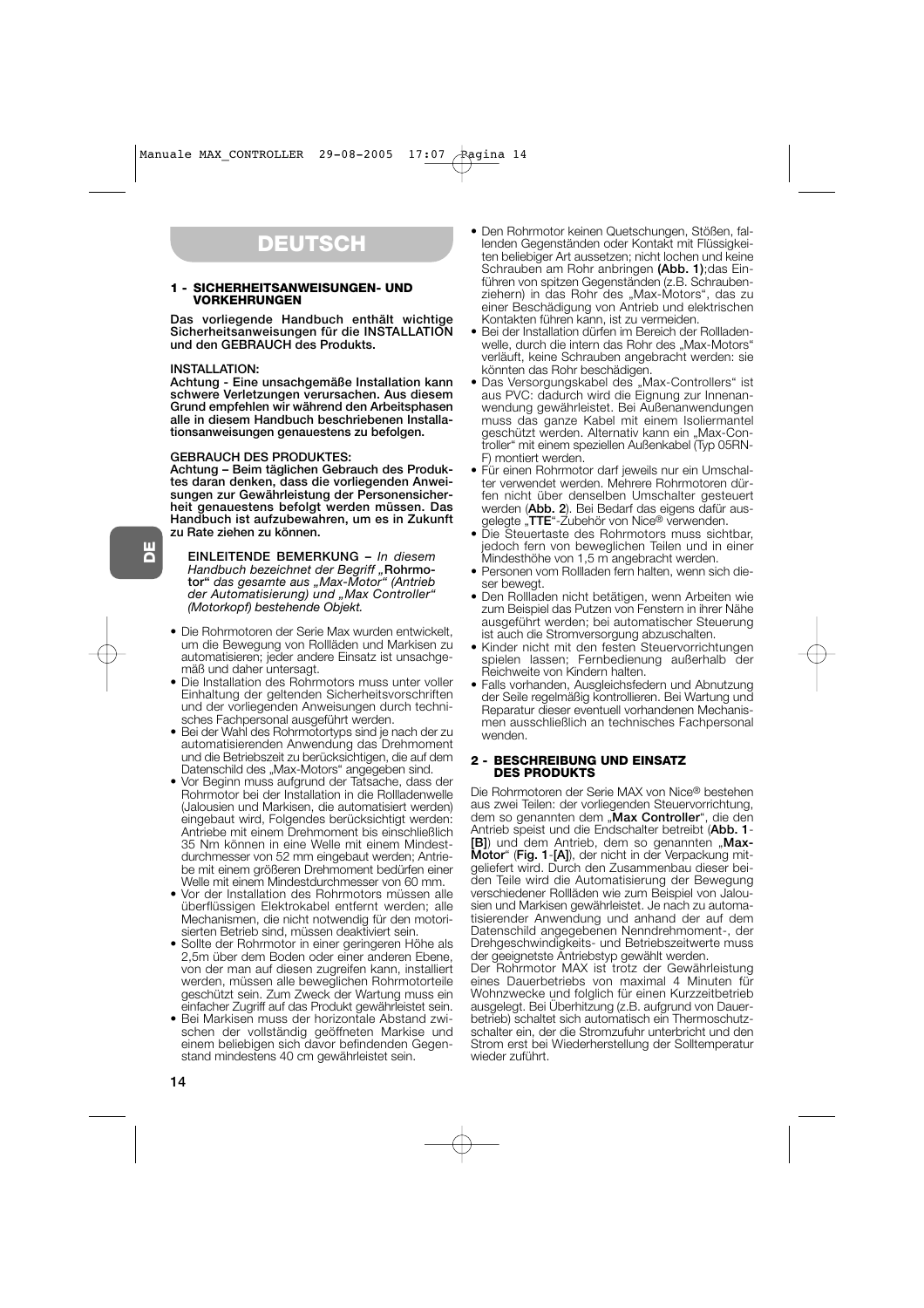# DEUTSCH

### 1 - SICHERHEITSANWEISUNGEN- UND VORKEHRUNGEN

**Das vorliegende Handbuch enthält wichtige Sicherheitsanweisungen für die INSTALLATION und den GEBRAUCH des Produkts.**

**INSTALLATION:**
**Achtung - Eine unsachgemäße Installation kann schwere Verletzungen verursachen. Aus diesem Grund empfehlen wir während den Arbeitsphasen alle in diesem Handbuch beschriebenen Installationsanweisungen genauestens zu befolgen.**

**GEBRAUCH DES PRODUKTES:**
**Achtung – Beim täglichen Gebrauch des Produktes daran denken, dass die vorliegenden Anweisungen zur Gewährleistung der Personensicherheit genauestens befolgt werden müssen. Das Handbuch ist aufzubewahren, um es in Zukunft zu Rate ziehen zu können.**

**EINLEITENDE BEMERKUNG –** *In diesem Handbuch bezeichnet der Begriff* **„Rohrmotor“** *das gesamte aus „Max-Motor“ (Antrieb der Automatisierung) und „Max Controller“ (Motorkopf) bestehende Objekt.*

- Die Rohrmotoren der Serie Max wurden entwickelt, um die Bewegung von Rollläden und Markisen zu automatisieren; jeder andere Einsatz ist unsachgemäß und daher untersagt.
- Die Installation des Rohrmotors muss unter voller Einhaltung der geltenden Sicherheitsvorschriften und der vorliegenden Anweisungen durch technisches Fachpersonal ausgeführt werden.
- Bei der Wahl des Rohrmotortyps sind je nach der zu automatisierenden Anwendung das Drehmoment und die Betriebszeit zu berücksichtigen, die auf dem Datenschild des „Max-Motors“ angegeben sind.
- Vor Beginn muss aufgrund der Tatsache, dass der Rohrmotor bei der Installation in die Rollladenwelle (Jalousien und Markisen, die automatisiert werden) eingebaut wird, Folgendes berücksichtigt werden: Antriebe mit einem Drehmoment bis einschließlich 35 Nm können in eine Welle mit einem Mindestdurchmesser von 52 mm eingebaut werden; Antriebe mit einem größeren Drehmoment bedürfen einer Welle mit einem Mindestdurchmesser von 60 mm.
- Vor der Installation des Rohrmotors müssen alle überflüssigen Elektrokabel entfernt werden; alle Mechanismen, die nicht notwendig für den motorisierten Betrieb sind, müssen deaktiviert sein.
- Sollte der Rohrmotor in einer geringeren Höhe als 2,5m über dem Boden oder einer anderen Ebene, von der man auf diesen zugreifen kann, installiert werden, müssen alle beweglichen Rohrmotorteile geschützt sein. Zum Zweck der Wartung muss ein einfacher Zugriff auf das Produkt gewährleistet sein.
- Bei Markisen muss der horizontale Abstand zwischen der vollständig geöffneten Markise und einem beliebigen sich davor befindenden Gegenstand mindestens 40 cm gewährleistet sein.
- Den Rohrmotor keinen Quetschungen, Stößen, fallenden Gegenständen oder Kontakt mit Flüssigkeiten beliebiger Art aussetzen; nicht lochen und keine Schrauben am Rohr anbringen **(Abb. 1)**;das Einführen von spitzen Gegenständen (z.B. Schraubenziehern) in das Rohr des „Max-Motors“, das zu einer Beschädigung von Antrieb und elektrischen Kontakten führen kann, ist zu vermeiden.
- Bei der Installation dürfen im Bereich der Rollladenwelle, durch die intern das Rohr des „Max-Motors“ verläuft, keine Schrauben angebracht werden: sie könnten das Rohr beschädigen.
- Das Versorgungskabel des „Max-Controllers“ ist aus PVC: dadurch wird die Eignung zur Innenanwendung gewährleistet. Bei Außenanwendungen muss das ganze Kabel mit einem Isoliermantel geschützt werden. Alternativ kann ein „Max-Controller“ mit einem speziellen Außenkabel (Typ 05RN-F) montiert werden.
- Für einen Rohrmotor darf jeweils nur ein Umschalter verwendet werden. Mehrere Rohrmotoren dürfen nicht über denselben Umschalter gesteuert werden (**Abb. 2**). Bei Bedarf das eigens dafür ausgelegte „**TTE**“-Zubehör von Nice® verwenden.
- Die Steuertaste des Rohrmotors muss sichtbar, jedoch fern von beweglichen Teilen und in einer Mindesthöhe von 1,5 m angebracht werden.
- Personen vom Rollladen fern halten, wenn sich dieser bewegt.
- Den Rollladen nicht betätigen, wenn Arbeiten wie zum Beispiel das Putzen von Fenstern in ihrer Nähe ausgeführt werden; bei automatischer Steuerung ist auch die Stromversorgung abzuschalten.
- Kinder nicht mit den festen Steuervorrichtungen spielen lassen; Fernbedienung außerhalb der Reichweite von Kindern halten.
- Falls vorhanden, Ausgleichsfedern und Abnutzung der Seile regelmäßig kontrollieren. Bei Wartung und Reparatur dieser eventuell vorhandenen Mechanismen ausschließlich an technisches Fachpersonal wenden.

### 2 - BESCHREIBUNG UND EINSATZ DES PRODUKTS

Die Rohrmotoren der Serie MAX von Nice® bestehen aus zwei Teilen: der vorliegenden Steuervorrichtung, dem so genannten dem „**Max Controller**“, die den Antrieb speist und die Endschalter betreibt (**Abb. 1**-**[B]**) und dem Antrieb, dem so genannten „**Max-Motor**“ (**Fig. 1**-**[A]**), der nicht in der Verpackung mitgeliefert wird. Durch den Zusammenbau dieser beiden Teile wird die Automatisierung der Bewegung verschiedener Rollläden wie zum Beispiel von Jalousien und Markisen gewährleistet. Je nach zu automatisierender Anwendung und anhand der auf dem Datenschild angegebenen Nenndrehmoment-, der Drehgeschwindigkeits- und Betriebszeitwerte muss der geeignetste Antriebstyp gewählt werden.

Der Rohrmotor MAX ist trotz der Gewährleistung eines Dauerbetriebs von maximal 4 Minuten für Wohnzwecke und folglich für einen Kurzzeitbetrieb ausgelegt. Bei Überhitzung (z.B. aufgrund von Dauerbetrieb) schaltet sich automatisch ein Thermoschutzschalter ein, der die Stromzufuhr unterbricht und den Strom erst bei Wiederherstellung der Solltemperatur wieder zuführt.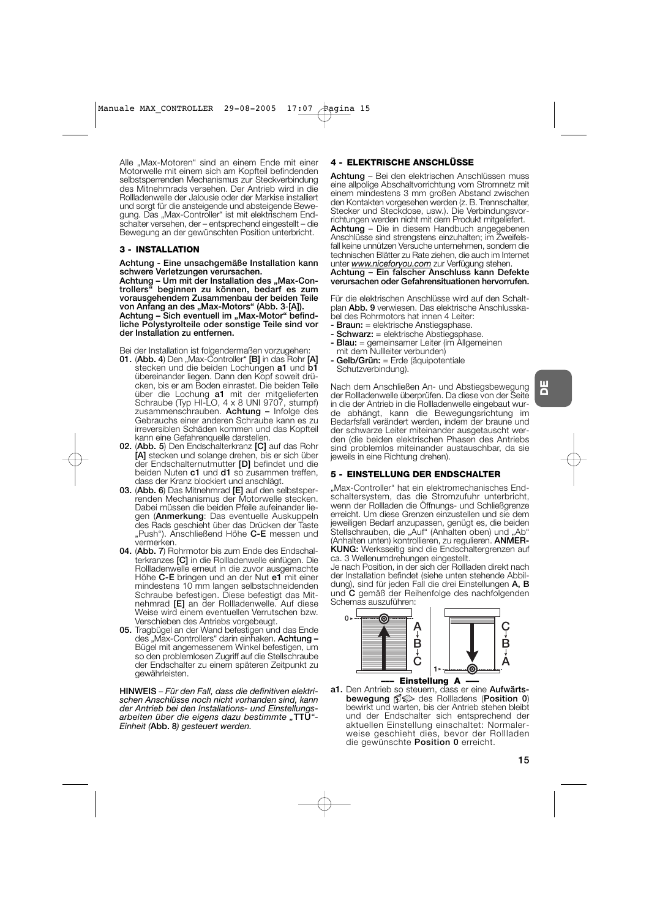Alle „Max-Motoren" sind an einem Ende mit einer Motorwelle mit einem sich am Kopfteil befindenden selbstsperrenden Mechanismus zur Steckverbindung des Mitnehmrads versehen. Der Antrieb wird in die Rollladenwelle der Jalousie oder der Markise installiert und sorgt für die ansteigende und absteigende Bewegung. Das „Max-Controller" ist mit elektrischem Endschalter versehen, der – entsprechend eingestellt – die Bewegung an der gewünschten Position unterbricht.

## 3 - INSTALLATION

**Achtung - Eine unsachgemäße Installation kann schwere Verletzungen verursachen.**
**Achtung – Um mit der Installation des „Max-Controllers" beginnen zu können, bedarf es zum vorausgehendem Zusammenbau der beiden Teile von Anfang an des „Max-Motors" (Abb. 3-[A]).**
**Achtung – Sich eventuell im „Max-Motor" befindliche Polystyrolteile oder sonstige Teile sind vor der Installation zu entfernen.**

Bei der Installation ist folgendermaßen vorzugehen:

**01.** (**Abb. 4**) Den „Max-Controller" **[B]** in das Rohr **[A]** stecken und die beiden Lochungen **a1** und **b1** übereinander liegen. Dann den Kopf soweit drücken, bis er am Boden einrastet. Die beiden Teile über die Lochung **a1** mit der mitgelieferten Schraube (Typ HI-LO, 4 x 8 UNI 9707, stumpf) zusammenschrauben. **Achtung –** Infolge des Gebrauchs einer anderen Schraube kann es zu irreversiblen Schäden kommen und das Kopfteil kann eine Gefahrenquelle darstellen.

**02.** (**Abb. 5**) Den Endschalterkranz **[C]** auf das Rohr **[A]** stecken und solange drehen, bis er sich über der Endschalternutmutter **[D]** befindet und die beiden Nuten **c1** und **d1** so zusammen treffen, dass der Kranz blockiert und anschlägt.

**03.** (**Abb. 6**) Das Mitnehmrad **[E]** auf den selbstsperrenden Mechanismus der Motorwelle stecken. Dabei müssen die beiden Pfeile aufeinander liegen (**Anmerkung**: Das eventuelle Auskuppeln des Rads geschieht über das Drücken der Taste „Push"). Anschließend Höhe **C-E** messen und vermerken.

**04.** (**Abb. 7**) Rohrmotor bis zum Ende des Endschalterkranzes **[C]** in die Rollladenwelle einfügen. Die Rollladenwelle erneut in die zuvor ausgemachte Höhe **C-E** bringen und an der Nut **e1** mit einer mindestens 10 mm langen selbstschneidenden Schraube befestigen. Diese befestigt das Mitnehmrad **[E]** an der Rollladenwelle. Auf diese Weise wird einem eventuellen Verrutschen bzw. Verschieben des Antriebs vorgebeugt.

**05.** Tragbügel an der Wand befestigen und das Ende des „Max-Controllers" darin einhaken. **Achtung –** Bügel mit angemessenem Winkel befestigen, um so den problemlosen Zugriff auf die Stellschraube der Endschalter zu einem späteren Zeitpunkt zu gewährleisten.

**HINWEIS** – *Für den Fall, dass die definitiven elektrischen Anschlüsse noch nicht vorhanden sind, kann der Antrieb bei den Installations- und Einstellungsarbeiten über die eigens dazu bestimmte „TTU"-Einheit (***Abb. 8***) gesteuert werden.*

## 4 - ELEKTRISCHE ANSCHLÜSSE

**Achtung** – Bei den elektrischen Anschlüssen muss eine allpolige Abschaltvorrichtung vom Stromnetz mit einem mindestens 3 mm großen Abstand zwischen den Kontakten vorgesehen werden (z. B. Trennschalter, Stecker und Steckdose, usw.). Die Verbindungsvorrichtungen werden nicht mit dem Produkt mitgeliefert.
**Achtung** – Die in diesem Handbuch angegebenen Anschlüsse sind strengstens einzuhalten; im Zweifelsfall keine unnützen Versuche unternehmen, sondern die technischen Blätter zu Rate ziehen, die auch im Internet unter *www.niceforyou.com* zur Verfügung stehen.
**Achtung – Ein falscher Anschluss kann Defekte verursachen oder Gefahrensituationen hervorrufen.**

Für die elektrischen Anschlüsse wird auf den Schaltplan **Abb. 9** verwiesen. Das elektrische Anschlusskabel des Rohrmotors hat innen 4 Leiter:

- **Braun:** = elektrische Anstiegsphase.
- **Schwarz:** = elektrische Abstiegsphase.
- **Blau:** = gemeinsamer Leiter (im Allgemeinen mit dem Nullleiter verbunden)
- **Gelb/Grün:** = Erde (äquipotentiale Schutzverbindung).

Nach dem Anschließen An- und Abstiegsbewegung der Rollladenwelle überprüfen. Da diese von der Seite in die der Antrieb in die Rollladenwelle eingebaut wurde abhängt, kann die Bewegungsrichtung im Bedarfsfall verändert werden, indem der braune und der schwarze Leiter miteinander ausgetauscht werden (die beiden elektrischen Phasen des Antriebs sind problemlos miteinander austauschbar, da sie jeweils in eine Richtung drehen).

## 5 - EINSTELLUNG DER ENDSCHALTER

„Max-Controller" hat ein elektromechanisches Endschaltersystem, das die Stromzufuhr unterbricht, wenn der Rollladen die Öffnungs- und Schließgrenze erreicht. Um diese Grenzen einzustellen und sie dem jeweiligen Bedarf anzupassen, genügt es, die beiden Stellschrauben, die „Auf" (Anhalten oben) und „Ab" (Anhalten unten) kontrollieren, zu regulieren. **ANMERKUNG:** Werksseitig sind die Endschaltergrenzen auf ca. 3 Wellenumdrehungen eingestellt.
Je nach Position, in der sich der Rollladen direkt nach der Installation befindet (siehe unten stehende Abbildung), sind für jeden Fall die drei Einstellungen **A, B** und **C** gemäß der Reihenfolge des nachfolgenden Schemas auszuführen:

0 ▸ A → B → C | C → B → A ◂ 1

**Einstellung A**

**a1.** Den Antrieb so steuern, dass er eine **Aufwärtsbewegung** des Rollladens (**Position 0**) bewirkt und warten, bis der Antrieb stehen bleibt und der Endschalter sich entsprechend der aktuellen Einstellung einschaltet: Normalerweise geschieht dies, bevor der Rollladen die gewünschte **Position 0** erreicht.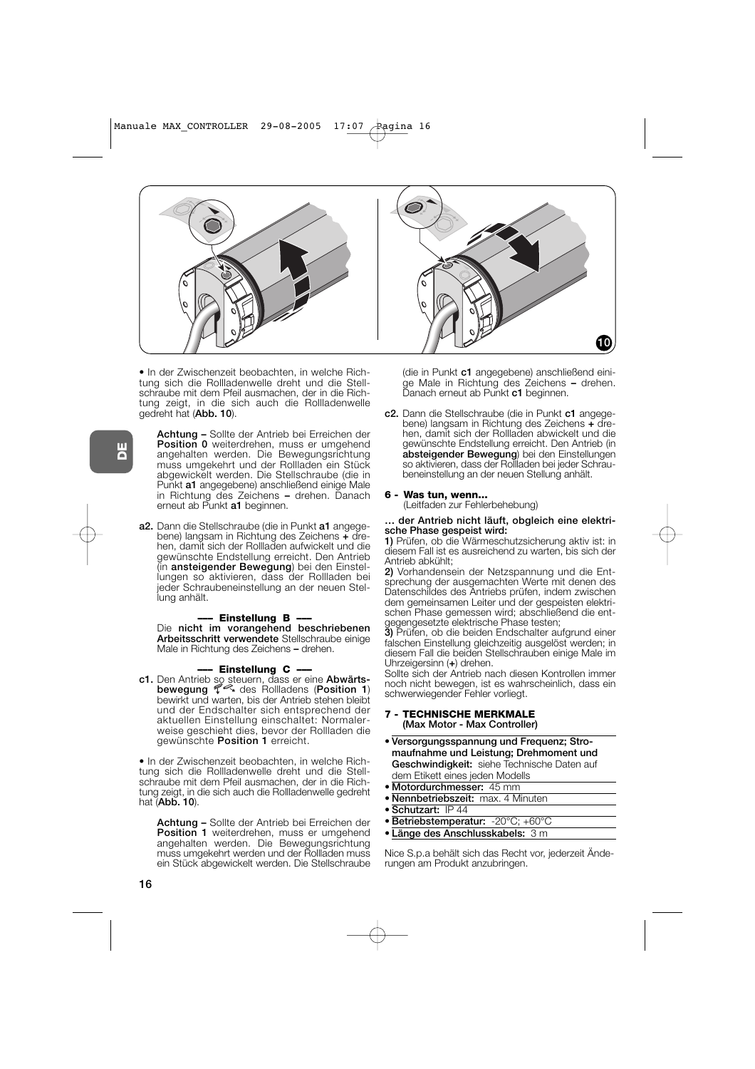• In der Zwischenzeit beobachten, in welche Richtung sich die Rollladenwelle dreht und die Stellschraube mit dem Pfeil ausmachen, der in die Richtung zeigt, in die sich auch die Rollladenwelle gedreht hat (**Abb. 10**).

**Achtung –** Sollte der Antrieb bei Erreichen der **Position 0** weiterdrehen, muss er umgehend angehalten werden. Die Bewegungsrichtung muss umgekehrt und der Rollladen ein Stück abgewickelt werden. Die Stellschraube (die in Punkt **a1** angegebene) anschließend einige Male in Richtung des Zeichens **–** drehen. Danach erneut ab Punkt **a1** beginnen.

**a2.** Dann die Stellschraube (die in Punkt **a1** angegebene) langsam in Richtung des Zeichens **+** drehen, damit sich der Rollladen aufwickelt und die gewünschte Endstellung erreicht. Den Antrieb (in **ansteigender Bewegung**) bei den Einstellungen so aktivieren, dass der Rollladen bei jeder Schraubeneinstellung an der neuen Stellung anhält.

**—– Einstellung B —–**

Die **nicht im vorangehend beschriebenen Arbeitsschritt verwendete** Stellschraube einige Male in Richtung des Zeichens **–** drehen.

**—– Einstellung C —–**

**c1.** Den Antrieb so steuern, dass er eine **Abwärtsbewegung** des Rollladens (**Position 1**) bewirkt und warten, bis der Antrieb stehen bleibt und der Endschalter sich entsprechend der aktuellen Einstellung einschaltet: Normalerweise geschieht dies, bevor der Rollladen die gewünschte **Position 1** erreicht.

• In der Zwischenzeit beobachten, in welche Richtung sich die Rollladenwelle dreht und die Stellschraube mit dem Pfeil ausmachen, der in die Richtung zeigt, in die sich auch die Rollladenwelle gedreht hat (**Abb. 10**).

**Achtung –** Sollte der Antrieb bei Erreichen der **Position 1** weiterdrehen, muss er umgehend angehalten werden. Die Bewegungsrichtung muss umgekehrt werden und der Rollladen muss ein Stück abgewickelt werden. Die Stellschraube (die in Punkt **c1** angegebene) anschließend einige Male in Richtung des Zeichens **–** drehen. Danach erneut ab Punkt **c1** beginnen.

**c2.** Dann die Stellschraube (die in Punkt **c1** angegebene) langsam in Richtung des Zeichens **+** drehen, damit sich der Rollladen abwickelt und die gewünschte Endstellung erreicht. Den Antrieb (in **absteigender Bewegung**) bei den Einstellungen so aktivieren, dass der Rollladen bei jeder Schraubeneinstellung an der neuen Stellung anhält.

## 6 - Was tun, wenn...

(Leitfaden zur Fehlerbehebung)

**... der Antrieb nicht läuft, obgleich eine elektrische Phase gespeist wird:**

**1)** Prüfen, ob die Wärmeschutzsicherung aktiv ist: in diesem Fall ist es ausreichend zu warten, bis sich der Antrieb abkühlt;

**2)** Vorhandensein der Netzspannung und die Entsprechung der ausgemachten Werte mit denen des Datenschildes des Antriebs prüfen, indem zwischen dem gemeinsamen Leiter und der gespeisten elektrischen Phase gemessen wird; abschließend die entgegengesetzte elektrische Phase testen;

**3)** Prüfen, ob die beiden Endschalter aufgrund einer falschen Einstellung gleichzeitig ausgelöst werden; in diesem Fall die beiden Stellschrauben einige Male im Uhrzeigersinn (**+**) drehen.

Sollte sich der Antrieb nach diesen Kontrollen immer noch nicht bewegen, ist es wahrscheinlich, dass ein schwerwiegender Fehler vorliegt.

## 7 - TECHNISCHE MERKMALE

**(Max Motor - Max Controller)**

- **Versorgungsspannung und Frequenz; Stromaufnahme und Leistung; Drehmoment und Geschwindigkeit:** siehe Technische Daten auf dem Etikett eines jeden Modells
- **Motordurchmesser:** 45 mm
- **Nennbetriebszeit:** max. 4 Minuten
- **Schutzart:** IP 44
- **Betriebstemperatur:** -20°C; +60°C
- **Länge des Anschlusskabels:** 3 m

Nice S.p.a behält sich das Recht vor, jederzeit Änderungen am Produkt anzubringen.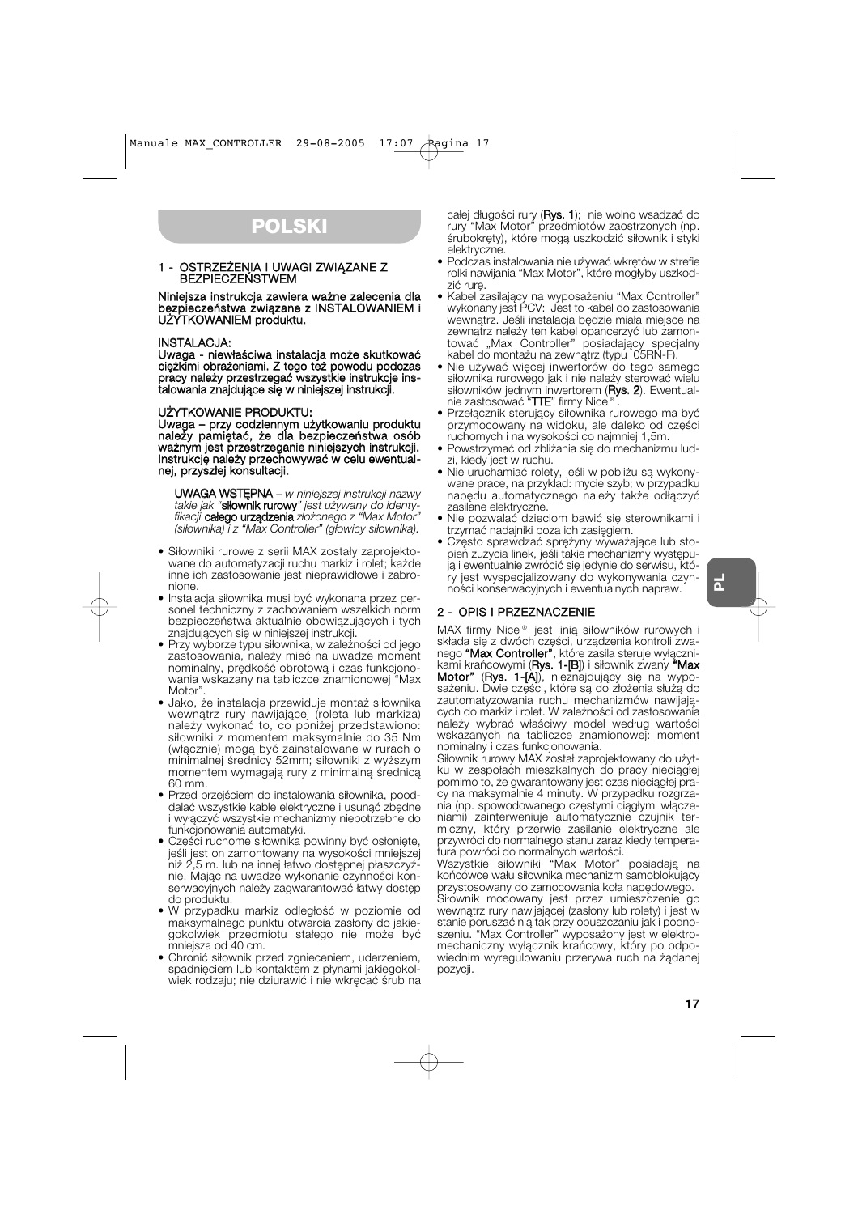# POLSKI

## 1 - OSTRZEŻENIA I UWAGI ZWIĄZANE Z BEZPIECZEŃSTWEM

**Niniejsza instrukcja zawiera ważne zalecenia dla bezpieczeństwa związane z INSTALOWANIEM i UŻYTKOWANIEM produktu.**

**INSTALACJA:**
**Uwaga - niewłaściwa instalacja może skutkować ciężkimi obrażeniami. Z tego też powodu podczas pracy należy przestrzegać wszystkie instrukcje instalowania znajdujące się w niniejszej instrukcji.**

**UŻYTKOWANIE PRODUKTU:**
**Uwaga – przy codziennym użytkowaniu produktu należy pamiętać, że dla bezpieczeństwa osób ważnym jest przestrzeganie niniejszych instrukcji. Instrukcję należy przechowywać w celu ewentualnej, przyszłej konsultacji.**

> **UWAGA WSTĘPNA** – *w niniejszej instrukcji nazwy takie jak "***siłownik rurowy***" jest używany do identyfikacji* **całego urządzenia** *złożonego z "Max Motor" (siłownika) i z "Max Controller" (głowicy siłownika).*

- Siłowniki rurowe z serii MAX zostały zaprojektowane do automatyzacji ruchu markiz i rolet; każde inne ich zastosowanie jest nieprawidłowe i zabronione.
- Instalacja siłownika musi być wykonana przez personel techniczny z zachowaniem wszelkich norm bezpieczeństwa aktualnie obowiązujących i tych znajdujących się w niniejszej instrukcji.
- Przy wyborze typu siłownika, w zależności od jego zastosowania, należy mieć na uwadze moment nominalny, prędkość obrotową i czas funkcjonowania wskazany na tabliczce znamionowej "Max Motor".
- Jako, że instalacja przewiduje montaż siłownika wewnątrz rury nawijającej (roleta lub markiza) należy wykonać to, co poniżej przedstawiono: siłowniki z momentem maksymalnie do 35 Nm (włącznie) mogą być zainstalowane w rurach o minimalnej średnicy 52mm; siłowniki z wyższym momentem wymagają rury z minimalną średnicą 60 mm.
- Przed przejściem do instalowania siłownika, pooddalać wszystkie kable elektryczne i usunąć zbędne i wyłączyć wszystkie mechanizmy niepotrzebne do funkcjonowania automatyki.
- Części ruchome siłownika powinny być osłonięte, jeśli jest on zamontowany na wysokości mniejszej niż 2,5 m. lub na innej łatwo dostępnej płaszczyźnie. Mając na uwadze wykonanie czynności konserwacyjnych należy zagwarantować łatwy dostęp do produktu.
- W przypadku markiz odległość w poziomie od maksymalnego punktu otwarcia zasłony do jakiegokolwiek przedmiotu stałego nie może być mniejsza od 40 cm.
- Chronić siłownik przed zgnieceniem, uderzeniem, spadnięciem lub kontaktem z płynami jakiegokolwiek rodzaju; nie dziurawić i nie wkręcać śrub na całej długości rury (**Rys. 1**); nie wolno wsadzać do rury "Max Motor" przedmiotów zaostrzonych (np. śrubokręty), które mogą uszkodzić siłownik i styki elektryczne.
- Podczas instalowania nie używać wkrętów w strefie rolki nawijania "Max Motor", które mogłyby uszkodzić rurę.
- Kabel zasilający na wyposażeniu "Max Controller" wykonany jest PCV: Jest to kabel do zastosowania wewnątrz. Jeśli instalacja będzie miała miejsce na zewnątrz należy ten kabel opancerzyć lub zamontować „Max Controller" posiadający specjalny kabel do montażu na zewnątrz (typu 05RN-F).
- Nie używać więcej inwertorów do tego samego siłownika rurowego jak i nie należy sterować wielu siłowników jednym inwertorem (**Rys. 2**). Ewentualnie zastosować "**TTE**" firmy Nice®.
- Przełącznik sterujący siłownika rurowego ma być przymocowany na widoku, ale daleko od części ruchomych i na wysokości co najmniej 1,5m.
- Powstrzymać od zbliżania się do mechanizmu ludzi, kiedy jest w ruchu.
- Nie uruchamiać rolety, jeśli w pobliżu są wykonywane prace, na przykład: mycie szyb; w przypadku napędu automatycznego należy także odłączyć zasilane elektryczne.
- Nie pozwalać dzieciom bawić się sterownikami i trzymać nadajniki poza ich zasięgiem.
- Często sprawdzać sprężyny wyważające lub stopień zużycia linek, jeśli takie mechanizmy występują i ewentualnie zwrócić się jedynie do serwisu, który jest wyspecjalizowany do wykonywania czynności konserwacyjnych i ewentualnych napraw.

## 2 - OPIS I PRZEZNACZENIE

MAX firmy Nice® jest linią siłowników rurowych i składa się z dwóch części, urządzenia kontroli zwanego **"Max Controller"**, które zasila steruje wyłącznikami krańcowymi (**Rys. 1-[B]**) i siłownik zwany **"Max Motor"** (**Rys. 1-[A]**), nieznajdujący się na wyposażeniu. Dwie części, które są do złożenia służą do zautomatyzowania ruchu mechanizmów nawijających do markiz i rolet. W zależności od zastosowania należy wybrać właściwy model według wartości wskazanych na tabliczce znamionowej: moment nominalny i czas funkcjonowania.

Siłownik rurowy MAX został zaprojektowany do użytku w zespołach mieszkalnych do pracy nieciągłej pomimo to, że gwarantowany jest czas nieciągłej pracy na maksymalnie 4 minuty. W przypadku rozgrzania (np. spowodowanego częstymi ciągłymi włączeniami) zainterweniuje automatycznie czujnik termiczny, który przerwie zasilanie elektryczne ale przywróci do normalnego stanu zaraz kiedy temperatura powróci do normalnych wartości.

Wszystkie siłowniki "Max Motor" posiadają na końcówce wału siłownika mechanizm samoblokujący przystosowany do zamocowania koła napędowego.

Siłownik mocowany jest przez umieszczenie go wewnątrz rury nawijającej (zasłony lub rolety) i jest w stanie poruszać nią tak przy opuszczaniu jak i podnoszeniu. "Max Controller" wyposażony jest w elektromechaniczny wyłącznik krańcowy, który po odpowiednim wyregulowaniu przerywa ruch na żądanej pozycji.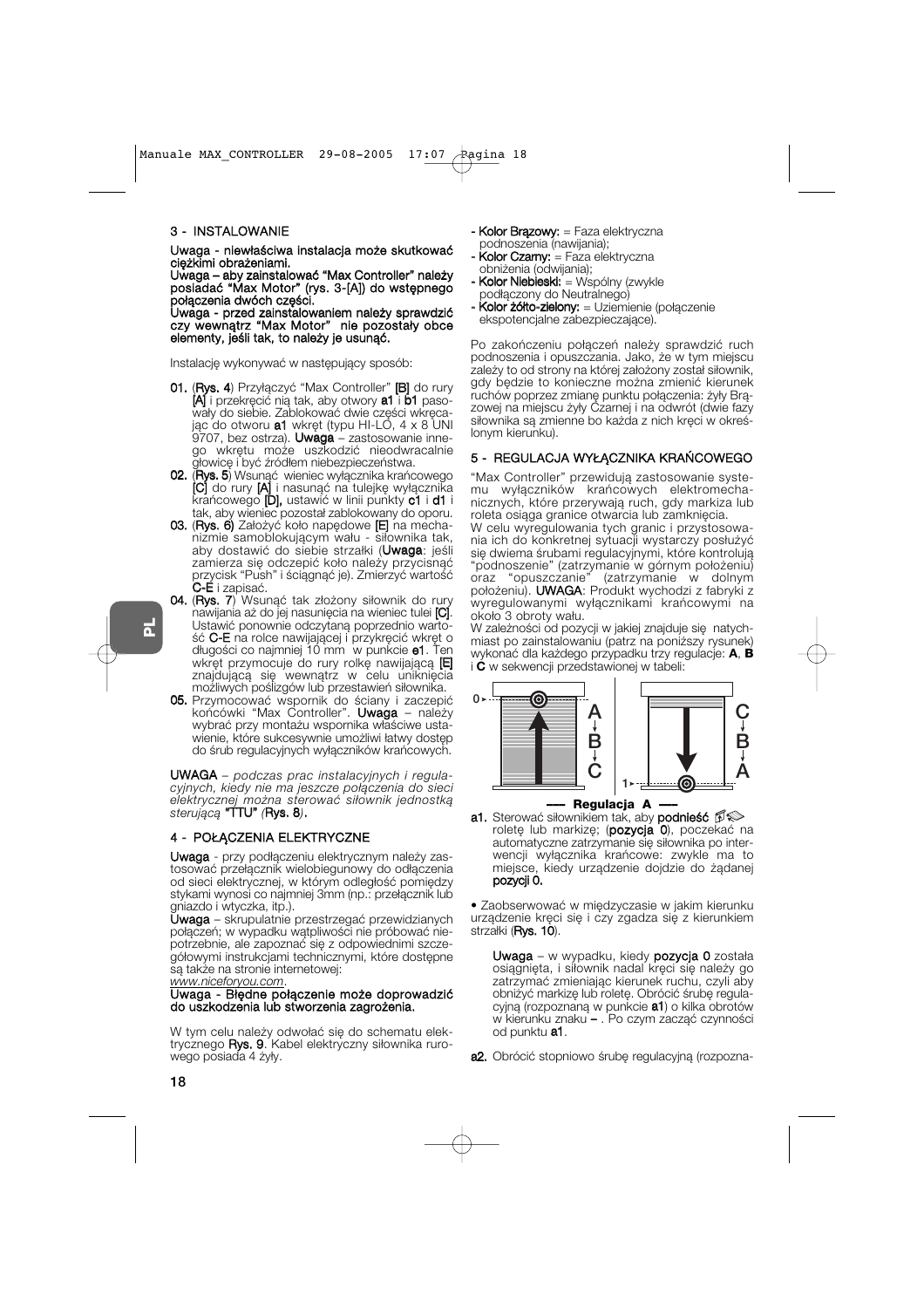## 3 - INSTALOWANIE

**Uwaga - niewłaściwa instalacja może skutkować ciężkimi obrażeniami.**
**Uwaga – aby zainstalować "Max Controller" należy posiadać "Max Motor" (rys. 3-[A]) do wstępnego połączenia dwóch części.**
**Uwaga - przed zainstalowaniem należy sprawdzić czy wewnątrz "Max Motor" nie pozostały obce elementy, jeśli tak, to należy je usunąć.**

Instalację wykonywać w następujący sposób:

**01.** (**Rys. 4**) Przyłączyć "Max Controller" **[B]** do rury **[A]** i przekręcić nią tak, aby otwory **a1** i **b1** pasowały do siebie. Zablokować dwie części wkręcając do otworu **a1** wkręt (typu HI-LO, 4 x 8 UNI 9707, bez ostrza). **Uwaga** – zastosowanie innego wkrętu może uszkodzić nieodwracalnie głowicę i być źródłem niebezpieczeństwa.

**02.** (**Rys. 5**) Wsunąć wieniec wyłącznika krańcowego **[C]** do rury **[A]** i nasunąć na tuleję wyłącznika krańcowego **[D]**, ustawić w linii punkty **c1** i **d1** i tak, aby wieniec pozostał zablokowany do oporu.

**03.** (**Rys. 6**) Założyć koło napędowe **[E]** na mechanizmie samoblokującym wału - siłownika tak, aby dostawić do siebie strzałki (**Uwaga**: jeśli zamierza się odczepić koło należy przycisnąć przycisk "Push" i ściągnąć je). Zmierzyć wartość **C-E** i zapisać.

**04.** (**Rys. 7**) Wsunąć tak złożony siłownik do rury nawijania aż do jej nasunięcia na wieniec tulei **[C]**. Ustawić ponownie odczytaną poprzednio wartość **C-E** na rolce nawijającej i przykręcić wkręt o długości co najmniej 10 mm w punkcie **e1**. Ten wkręt przymocuje do rury rolkę nawijającą **[E]** znajdującą się wewnątrz w celu uniknięcia możliwych poślizgów lub przestawień siłownika.

**05.** Przymocować wspornik do ściany i zaczepić końcówki "Max Controller". **Uwaga** – należy wybrać przy montażu wspornika właściwe ustawienie, które sukcesywnie umożliwi łatwy dostęp do śrub regulacyjnych wyłączników krańcowych.

**UWAGA** – *podczas prac instalacyjnych i regulacyjnych, kiedy nie ma jeszcze połączenia do sieci elektrycznej można sterować siłownik jednostką sterującą* **"TTU"** *(***Rys. 8***).*

## 4 - POŁĄCZENIA ELEKTRYCZNE

**Uwaga** - przy podłączeniu elektrycznym należy zastosować przełącznik wielobiegunowy do odłączenia od sieci elektrycznej, w którym odległość pomiędzy stykami wynosi co najmniej 3mm (np.: przełącznik lub gniazdo i wtyczka, itp.).

**Uwaga** – skrupulatnie przestrzegać przewidzianych połączeń; w wypadku wątpliwości nie próbować niepotrzebnie, ale zapoznać się z odpowiednimi szczegółowymi instrukcjami technicznymi, które dostępne są także na stronie internetowej:
*www.niceforyou.com*.

**Uwaga - Błędne połączenie może doprowadzić do uszkodzenia lub stworzenia zagrożenia.**

W tym celu należy odwołać się do schematu elektrycznego **Rys. 9**. Kabel elektryczny siłownika rurowego posiada 4 żyły.

- **Kolor Brązowy:** = Faza elektryczna podnoszenia (nawijania);
- **Kolor Czarny:** = Faza elektryczna obniżenia (odwijania);
- **Kolor Niebieski:** = Wspólny (zwykle podłączony do Neutralnego)
- **Kolor żółto-zielony:** = Uziemienie (połączenie ekspotencjalne zabezpieczające).

Po zakończeniu połączeń należy sprawdzić ruch podnoszenia i opuszczania. Jako, że w tym miejscu zależy to od strony na której założony został siłownik, gdy będzie to konieczne można zmienić kierunek ruchów poprzez zmianę punktu połączenia: żyły Brązowej na miejscu żyły Czarnej i na odwrót (dwie fazy siłownika są zmienne bo każda z nich kręci w określonym kierunku).

## 5 - REGULACJA WYŁĄCZNIKA KRAŃCOWEGO

"Max Controller" przewidują zastosowanie systemu wyłączników krańcowych elektromechanicznych, które przerywają ruch, gdy markiza lub roleta osiąga granice otwarcia lub zamknięcia.
W celu wyregulowania tych granic i przystosowania ich do konkretnej sytuacji wystarczy posłużyć się dwiema śrubami regulacyjnymi, które kontrolują "podnoszenie" (zatrzymanie w górnym położeniu) oraz "opuszczanie" (zatrzymanie w dolnym położeniu). **UWAGA**: Produkt wychodzi z fabryki z wyregulowanymi wyłącznikami krańcowymi na około 3 obroty wału.
W zależności od pozycji w jakiej znajduje się natychmiast po zainstalowaniu (patrz na poniższy rysunek) wykonać dla każdego przypadku trzy regulacje: **A**, **B** i **C** w sekwencji przedstawionej w tabeli:

**—— Regulacja A ——**

**a1.** Sterować siłownikiem tak, aby **podnieść** roletę lub markizę; (**pozycja 0**), poczekać na automatyczne zatrzymanie się siłownika po interwencji wyłącznika krańcowe: zwykle ma to miejsce, kiedy urządzenie dojdzie do żądanej **pozycji 0.**

• Zaobserwować w międzyczasie w jakim kierunku urządzenie kręci się i czy zgadza się z kierunkiem strzałki (**Rys. 10**).

> **Uwaga** – w wypadku, kiedy **pozycja 0** została osiągnięta, i siłownik nadal kręci się należy go zatrzymać zmieniając kierunek ruchu, czyli aby obniżyć markizę lub roletę. Obrócić śrubę regulacyjną (rozpoznaną w punkcie **a1**) o kilka obrotów w kierunku znaku **–** . Po czym zacząć czynności od punktu **a1**.

**a2.** Obrócić stopniowo śrubę regulacyjną (rozpozna-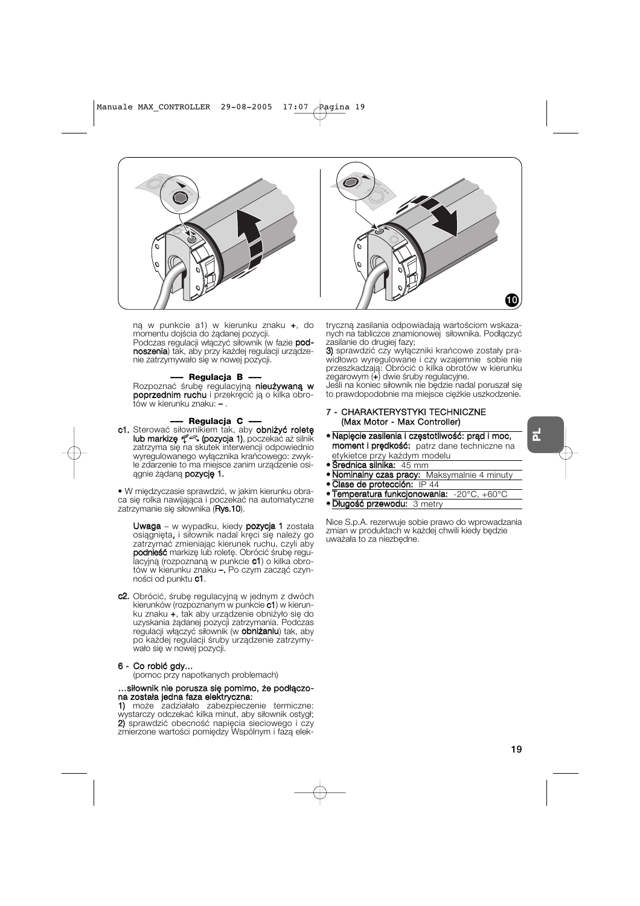ną w punkcie a1) w kierunku znaku **+**, do momentu dojścia do żądanej pozycji.
Podczas regulacji włączyć siłownik (w fazie **podnoszenia**) tak, aby przy każdej regulacji urządzenie zatrzymywało się w nowej pozycji.

**—— Regulacja B ——**

Rozpoznać śrubę regulacyjną **nieużywaną w poprzednim ruchu** i przekręcić ją o kilka obrotów w kierunku znaku: **–** .

**—— Regulacja C ——**

**c1.** Sterować siłownikiem tak, aby **obniżyć roletę lub markizę (pozycja 1)**, poczekać aż silnik zatrzyma się na skutek interwencji odpowiednio wyregulowanego wyłącznika krańcowego: zwykle zdarzenie to ma miejsce zanim urządzenie osiągnie żądaną **pozycję 1.**

• W międzyczasie sprawdzić, w jakim kierunku obraca się rolka nawijająca i poczekać na automatyczne zatrzymanie się siłownika (**Rys.10**).

**Uwaga** – w wypadku, kiedy **pozycja 1** została osiągnięta**,** i siłownik nadal kręci się należy go zatrzymać zmieniając kierunek ruchu, czyli aby **podnieść** markizę lub roletę. Obrócić śrubę regulacyjną (rozpoznaną w punkcie **c1**) o kilka obrotów w kierunku znaku **–.** Po czym zacząć czynności od punktu **c1**.

**c2.** Obrócić, śrubę regulacyjną w jednym z dwóch kierunków (rozpoznanym w punkcie **c1**) w kierunku znaku **+**, tak aby urządzenie obniżyło się do uzyskania żądanej pozycji zatrzymania. Podczas regulacji włączyć siłownik (w **obniżaniu**) tak, aby po każdej regulacji śruby urządzenie zatrzymywało się w nowej pozycji.

## 6 - Co robić gdy...
(pomoc przy napotkanych problemach)

**...siłownik nie porusza się pomimo, że podłączona została jedna faza elektryczna:**

**1)** może zadziałało zabezpieczenie termiczne: wystarczy odczekać kilka minut, aby siłownik ostygł;
**2)** sprawdzić obecność napięcia sieciowego i czy zmierzone wartości pomiędzy Wspólnym i fazą elektryczną zasilania odpowiadają wartościom wskazanych na tabliczce znamionowej siłownika. Podłączyć zasilanie do drugiej fazy;
**3)** sprawdzić czy wyłączniki krańcowe zostały prawidłowo wyregulowane i czy wzajemnie sobie nie przeszkadzają: Obrócić o kilka obrotów w kierunku zegarowym (**+**) dwie śruby regulacyjne.
Jeśli na koniec siłownik nie będzie nadal poruszał się to prawdopodobnie ma miejsce ciężkie uszkodzenie.

## 7 - CHARAKTERYSTYKI TECHNICZNE (Max Motor - Max Controller)

- **Napięcie zasilania i częstotliwość: prąd i moc, moment i prędkość:** patrz dane techniczne na etykietce przy każdym modelu
- **Średnica silnika:** 45 mm
- **Nominalny czas pracy:** Maksymalnie 4 minuty
- **Clase de protección:** IP 44
- **Temperatura funkcjonowania:** -20°C, +60°C
- **Długość przewodu:** 3 metry

Nice S.p.A. rezerwuje sobie prawo do wprowadzania zmian w produktach w każdej chwili kiedy będzie uważała to za niezbędne.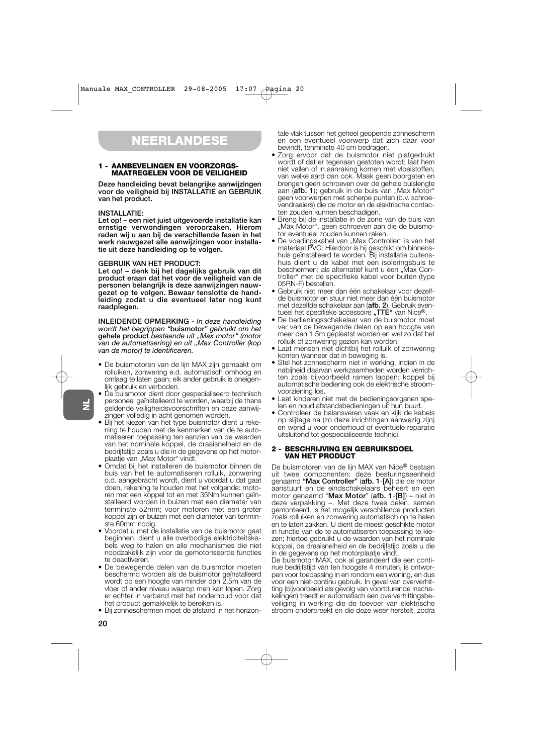# NEERLANDESE

### 1 - AANBEVELINGEN EN VOORZORGS-MAATREGELEN VOOR DE VEILIGHEID

**Deze handleiding bevat belangrijke aanwijzingen voor de veiligheid bij INSTALLATIE en GEBRUIK van het product.**

**INSTALLATIE:**
**Let op! – een niet juist uitgevoerde installatie kan ernstige verwondingen veroorzaken. Hierom raden wij u aan bij de verschillende fasen in het werk nauwgezet alle aanwijzingen voor installatie uit deze handleiding op te volgen.**

**GEBRUIK VAN HET PRODUCT:**
**Let op! – denk bij het dagelijks gebruik van dit product eraan dat het voor de veiligheid van de personen belangrijk is deze aanwijzingen nauwgezet op te volgen. Bewaar tenslotte de handleiding zodat u die eventueel later nog kunt raadplegen.**

**INLEIDENDE OPMERKING** - *In deze handleiding wordt het begrippen "***buismotor***" gebruikt om het* **gehele product** *bestaande uit „Max motor" (motor van de automatisering) en uit „Max Controller (kop van de motor) te identificeren.*

- De buismotoren van de lijn MAX zijn gemaakt om rolluiken, zonwering e.d. automatisch omhoog en omlaag te laten gaan; elk ander gebruik is oneigenlijk gebruik en verboden.
- De buismotor dient door gespecialiseerd technisch personeel geïnstalleerd te worden, waarbij de thans geldende veiligheidsvoorschriften en deze aanwijzingen volledig in acht genomen worden.
- Bij het kiezen van het type buismotor dient u rekening te houden met de kenmerken van de te automatiseren toepassing ten aanzien van de waarden van het nominale koppel, de draaisnelheid en de bedrijfstijd zoals u die in de gegevens op het motorplaatje van „Max Motor" vindt.
- Omdat bij het installeren de buismotor binnen de buis van het te automatiseren rolluik, zonwering o.d. aangebracht wordt, dient u voordat u dat gaat doen, rekening te houden met het volgende: motoren met een koppel tot en met 35Nm kunnen geïnstalleerd worden in buizen met een diameter van tenminste 52mm; voor motoren met een groter koppel zijn er buizen met een diameter van tenminste 60mm nodig.
- Voordat u met de installatie van de buismotor gaat beginnen, dient u alle overbodige elektriciteitskabels weg te halen en alle mechanismes die niet noodzakelijk zijn voor de gemotoriseerde functies te deactiveren.
- De bewegende delen van de buismotor moeten beschermd worden als de buismotor geïnstalleerd wordt op een hoogte van minder dan 2,5m van de vloer of ander niveau waarop men kan lopen. Zorg er echter in verband met het onderhoud voor dat het product gemakkelijk te bereiken is.
- Bij zonneschermen moet de afstand in het horizontale vlak tussen het geheel geopende zonnescherm en een eventueel voorwerp dat zich daar voor bevindt, tenminste 40 cm bedragen.
- Zorg ervoor dat de buismotor niet platgedrukt wordt of dat er tegenaan gestoten wordt; laat hem niet vallen of in aanraking komen met vloeistoffen, van welke aard dan ook. Maak geen boorgaten en brengen geen schroeven over de gehele buislengte aan (**afb. 1**); gebruik in de buis van „Max Motor" geen voorwerpen met scherpe punten (b.v. schroevendraaiers) die de motor en de elektrische contacten zouden kunnen beschadigen.
- Breng bij de installatie in de zone van de buis van „Max Motor", geen schroeven aan die de buismotor eventueel zouden kunnen raken.
- De voedingskabel van „Max Controller" is van het materiaal PVC: Hierdoor is hij geschikt om binnenshuis geïnstalleerd te worden. Bij installatie buitenshuis dient u de kabel met een isoleringsbuis te beschermen; als alternatief kunt u een „Max Controller" met de specifieke kabel voor buiten (type 05RN-F) bestellen.
- Gebruik niet meer dan één schakelaar voor dezelfde buismotor en stuur niet meer dan één buismotor met dezelfde schakelaar aan (**afb. 2**). Gebruik eventueel het specifieke accessoire **„TTE"** van Nice®.
- De bedieningsschakelaar van de buismotor moet ver van de bewegende delen op een hoogte van meer dan 1,5m geplaatst worden en wel zo dat het rolluik of zonwering gezien kan worden.
- Laat mensen niet dichtbij het rolluik of zonwering komen wanneer dat in beweging is.
- Stel het zonnescherm niet in werking, indien in de nabijheid daarvan werkzaamheden worden verrichten zoals bijvoorbeeld ramen lappen; koppel bij automatische bediening ook de elektrische stroomvoorziening los.
- Laat kinderen niet met de bedieningsorganen spelen en houd afstandsbedieningen uit hun buurt.
- Controleer de balansveren vaak en kijk de kabels op slijtage na (zo deze inrichtingen aanwezig zijn) en wend u voor onderhoud of eventuele reparatie uitsluitend tot gespecialiseerde technici.

### 2 - BESCHRIJVING EN GEBRUIKSDOEL VAN HET PRODUCT

De buismotoren van de lijn MAX van Nice® bestaan uit twee componenten: deze besturingseenheid genaamd **"Max Controller"** (**afb. 1**-**[A]**) die de motor aanstuurt en de eindschakelaars beheert en een motor genaamd "**Max Motor**" (**afb. 1**-**[B]**) – niet in deze verpakking –. Met deze twee delen, samen gemonteerd, is het mogelijk verschillende producten zoals rolluiken en zonwering automatisch op te halen en te laten zakken. U dient de meest geschikte motor in functie van de te automatiseren toepassing te kiezen; hiertoe gebruikt u de waarden van het nominale koppel, de draaisnelheid en de bedrijfstijd zoals u die in de gegevens op het motorplaatje vindt.

De buismotor MAX, ook al garandeert die een continue bedrijfstijd van ten hoogste 4 minuten, is ontworpen voor toepassing in en rondom een woning, en dus voor een niet-continu gebruik. In geval van oververhitting (bijvoorbeeld als gevolg van voortdurende inschakelingen) treedt er automatisch een oververhittingsbeveiliging in werking die de toevoer van elektrische stroom onderbreekt en die deze weer herstelt, zodra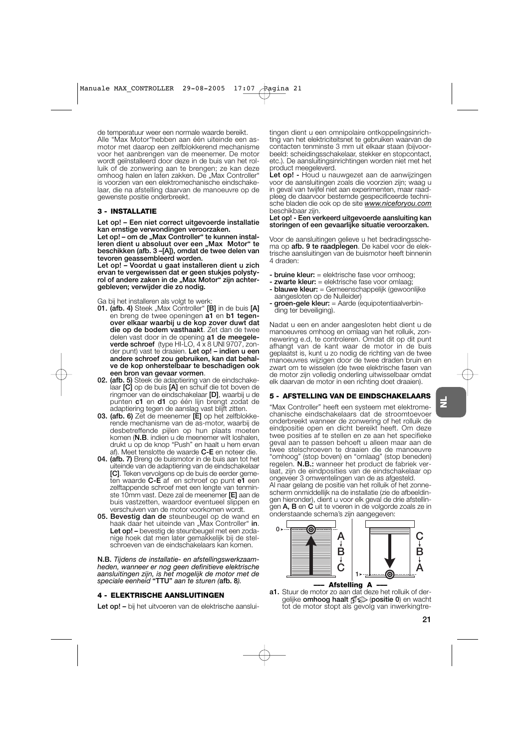de temperatuur weer een normale waarde bereikt.
Alle "Max Motor"hebben aan één uiteinde een as-motor met daarop een zelfblokkerend mechanisme voor het aanbrengen van de meenemer. De motor wordt geïnstalleerd door deze in de buis van het rolluik of de zonwering aan te brengen; ze kan deze omhoog halen en laten zakken. De „Max Controller" is voorzien van een elektromechanische eindschakelaar, die na afstelling daarvan de manoeuvre op de gewenste positie onderbreekt.

## 3 - INSTALLATIE

**Let op! – Een niet correct uitgevoerde installatie kan ernstige verwondingen veroorzaken.**
**Let op! – om de „Max Controller" te kunnen installeren dient u absoluut over een „Max Motor" te beschikken (afb. 3 –[A]), omdat de twee delen van tevoren geassembleerd worden.**
**Let op! – Voordat u gaat installeren dient u zich ervan te vergewissen dat er geen stukjes polystyrol of andere zaken in de „Max Motor" zijn achtergebleven; verwijder die zo nodig.**

Ga bij het installeren als volgt te werk:

**01.** **(afb. 4)** Steek „Max Controller" **[B]** in de buis **[A]** en breng de twee openingen **a1** en **b1 tegenover elkaar waarbij u de kop zover duwt dat die op de bodem vasthaakt**. Zet dan de twee delen vast door in de opening **a1 de meegeleverde schroef** (type HI-LO, 4 x 8 UNI 9707, zonder punt) vast te draaien. **Let op! – indien u een andere schroef zou gebruiken, kan dat behalve de kop onherstelbaar te beschadigen ook een bron van gevaar vormen**.

**02.** **(afb. 5)** Steek de adaptiering van de eindschakelaar **[C]** op de buis **[A]** en schuif die tot boven de ringmoer van de eindschakelaar **[D]**, waarbij u de punten **c1** en **d1** op één lijn brengt zodat de adaptiering tegen de aanslag vast blijft zitten.

**03.** **(afb. 6)** Zet de meenemer **[E]** op het zelfblokkerende mechanisme van de as-motor, waarbij de desbetreffende pijlen op hun plaats moeten komen (**N.B.** indien u de meenemer wilt loshalen, drukt u op de knop "Push" en haalt u hem ervan af). Meet tenslotte de waarde **C-E** en noteer die.

**04.** **(afb. 7)** Breng de buismotor in de buis aan tot het uiteinde van de adaptiering van de eindschakelaar **[C]**. Teken vervolgens op de buis de eerder gemeten waarde **C-E** af en schroef op punt **e1** een zelftappende schroef met een lengte van tenminste 10mm vast. Deze zal de meenemer **[E]** aan de buis vastzetten, waardoor eventueel slippen en verschuiven van de motor voorkomen wordt.

**05.** **Bevestig dan de** steunbeugel op de wand en haak daar het uiteinde van „Max Controller" **in**. **Let op! –** bevestig de steunbeugel met een zodanige hoek dat men later gemakkelijk bij de stelschroeven van de eindschakelaars kan komen.

**N.B.** *Tijdens de installatie- en afstellingswerkzaamheden, wanneer er nog geen definitieve elektrische aansluitingen zijn, is het mogelijk de motor met de speciale eenheid* **"TTU"** *aan te sturen (***afb. 8***).*

## 4 - ELEKTRISCHE AANSLUITINGEN

**Let op! –** bij het uitvoeren van de elektrische aansluitingen dient u een omnipolaire ontkoppelingsinrichting van het elektriciteitsnet te gebruiken waarvan de contacten tenminste 3 mm uit elkaar staan (bijvoorbeeld: scheidingsschakelaar, stekker en stopcontact, etc.). De aansluitingsinrichtingen worden niet met het product meegeleverd.

**Let op! -** Houd u nauwgezet aan de aanwijzingen voor de aansluitingen zoals die voorzien zijn; waag u in geval van twijfel niet aan experimenten, maar raadpleeg de daarvoor bestemde gespecificeerde technische bladen die ook op de site ***www.niceforyou.com*** beschikbaar zijn.

**Let op! - Een verkeerd uitgevoerde aansluiting kan storingen of een gevaarlijke situatie veroorzaken.**

Voor de aansluitingen gelieve u het bedradingsschema op **afb. 9 te raadplegen**. De kabel voor de elektrische aansluitingen van de buismotor heeft binnenin 4 draden:

- **bruine kleur:** = elektrische fase voor omhoog;
- **zwarte kleur:** = elektrische fase voor omlaag;
- **blauwe kleur:** = Gemeenschappelijk (gewoonlijke aangesloten op de Nulleider)
- **groen-gele kleur:** = Aarde (equipotentiaalverbinding ter beveiliging).

Nadat u een en ander aangesloten hebt dient u de manoeuvres omhoog en omlaag van het rolluik, zonnewering e.d, te controleren. Omdat dit op dit punt afhangt van de kant waar de motor in de buis geplaatst is, kunt u zo nodig de richting van de twee manoeuvres wijzigen door de twee draden bruin en zwart om te wisselen (de twee elektrische fasen van de motor zijn volledig onderling uitwisselbaar omdat elk daarvan de motor in een richting doet draaien).

## 5 - AFSTELLING VAN DE EINDSCHAKELAARS

"Max Controller" heeft een systeem met elektromechanische eindschakelaars dat de stroomtoevoer onderbreekt wanneer de zonwering of het rolluik de eindpositie open en dicht bereikt heeft. Om deze twee posities af te stellen en ze aan het specifieke geval aan te passen behoeft u alleen maar aan de twee stelschroeven te draaien die de manoeuvre "omhoog" (stop boven) en "omlaag" (stop beneden) regelen. **N.B.:** wanneer het product de fabriek verlaat, zijn de eindposities van de eindschakelaar op ongeveer 3 omwentelingen van de as afgesteld.

Al naar gelang de positie van het rolluik of het zonnescherm onmiddellijk na de installatie (zie de afbeeldingen hieronder), dient u voor elk geval de drie afstellingen **A, B** en **C** uit te voeren in de volgorde zoals ze in onderstaande schema's zijn aangegeven:

**–– Afstelling A ––**

**a1.** Stuur de motor zo aan dat deze het rolluik of dergelijke **omhoog haalt** (**positie 0**) en wacht tot de motor stopt als gevolg van inwerkingtre-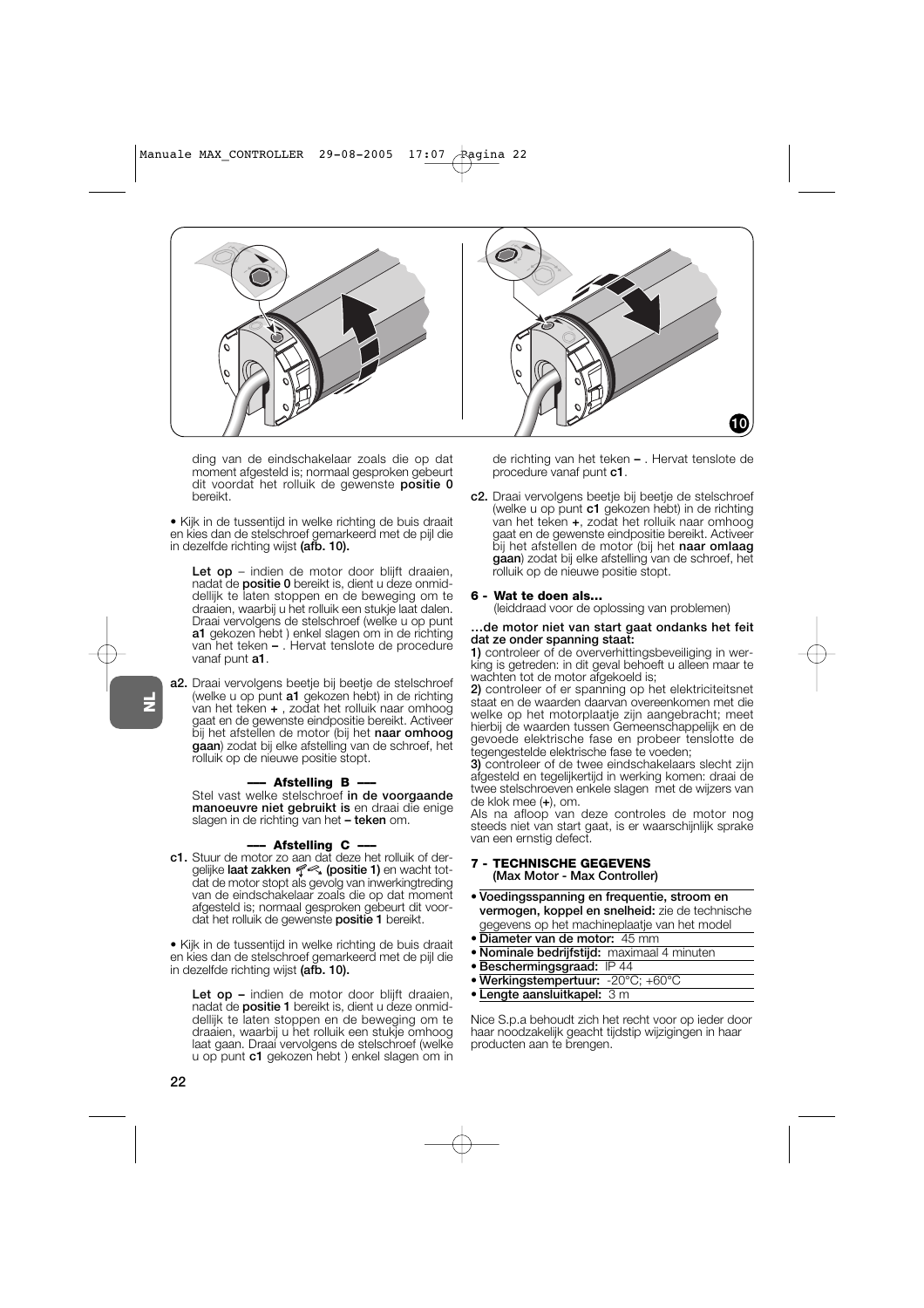ding van de eindschakelaar zoals die op dat moment afgesteld is; normaal gesproken gebeurt dit voordat het rolluik de gewenste **positie 0** bereikt.

• Kijk in de tussentijd in welke richting de buis draait en kies dan de stelschroef gemarkeerd met de pijl die in dezelfde richting wijst **(afb. 10).**

**Let op** – indien de motor door blijft draaien, nadat de **positie 0** bereikt is, dient u deze onmiddellijk te laten stoppen en de beweging om te draaien, waarbij u het rolluik een stukje laat dalen. Draai vervolgens de stelschroef (welke u op punt **a1** gekozen hebt ) enkel slagen om in de richting van het teken **–** . Hervat tenslote de procedure vanaf punt **a1**.

**a2.** Draai vervolgens beetje bij beetje de stelschroef (welke u op punt **a1** gekozen hebt) in de richting van het teken **+** , zodat het rolluik naar omhoog gaat en de gewenste eindpositie bereikt. Activeer bij het afstellen de motor (bij het **naar omhoog gaan**) zodat bij elke afstelling van de schroef, het rolluik op de nieuwe positie stopt.

**— Afstelling B —**

Stel vast welke stelschroef **in de voorgaande manoeuvre niet gebruikt is** en draai die enige slagen in de richting van het **– teken** om.

**— Afstelling C —**

**c1.** Stuur de motor zo aan dat deze het rolluik of dergelijke **laat zakken (positie 1)** en wacht totdat de motor stopt als gevolg van inwerkingtreding van de eindschakelaar zoals die op dat moment afgesteld is; normaal gesproken gebeurt dit voordat het rolluik de gewenste **positie 1** bereikt.

• Kijk in de tussentijd in welke richting de buis draait en kies dan de stelschroef gemarkeerd met de pijl die in dezelfde richting wijst **(afb. 10).**

**Let op –** indien de motor door blijft draaien, nadat de **positie 1** bereikt is, dient u deze onmiddellijk te laten stoppen en de beweging om te draaien, waarbij u het rolluik een stukje omhoog laat gaan. Draai vervolgens de stelschroef (welke u op punt **c1** gekozen hebt ) enkel slagen om in de richting van het teken **–** . Hervat tenslote de procedure vanaf punt **c1**.

**c2.** Draai vervolgens beetje bij beetje de stelschroef (welke u op punt **c1** gekozen hebt) in de richting van het teken **+**, zodat het rolluik naar omhoog gaat en de gewenste eindpositie bereikt. Activeer bij het afstellen de motor (bij het **naar omlaag gaan**) zodat bij elke afstelling van de schroef, het rolluik op de nieuwe positie stopt.

## 6 - Wat te doen als...

(leiddraad voor de oplossing van problemen)

**...de motor niet van start gaat ondanks het feit dat ze onder spanning staat:**

**1)** controleer of de oververhittingsbeveiliging in werking is getreden: in dit geval behoeft u alleen maar te wachten tot de motor afgekoeld is;

**2)** controleer of er spanning op het elektriciteitsnet staat en de waarden daarvan overeenkomen met die welke op het motorplaatje zijn aangebracht; meet hierbij de waarden tussen Gemeenschappelijk en de gevoede elektrische fase en probeer tenslotte de tegengestelde elektrische fase te voeden;

**3)** controleer of de twee eindschakelaars slecht zijn afgesteld en tegelijkertijd in werking komen: draai de twee stelschroeven enkele slagen met de wijzers van de klok mee (**+**), om.

Als na afloop van deze controles de motor nog steeds niet van start gaat, is er waarschijnlijk sprake van een ernstig defect.

## 7 - TECHNISCHE GEGEVENS
**(Max Motor - Max Controller)**

- **Voedingsspanning en frequentie, stroom en vermogen, koppel en snelheid:** zie de technische gegevens op het machineplaatje van het model
- **Diameter van de motor:** 45 mm
- **Nominale bedrijfstijd:** maximaal 4 minuten
- **Beschermingsgraad:** IP 44
- **Werkingstempertuur:** -20°C; +60°C
- **Lengte aansluitkapel:** 3 m

Nice S.p.a behoudt zich het recht voor op ieder door haar noodzakelijk geacht tijdstip wijzigingen in haar producten aan te brengen.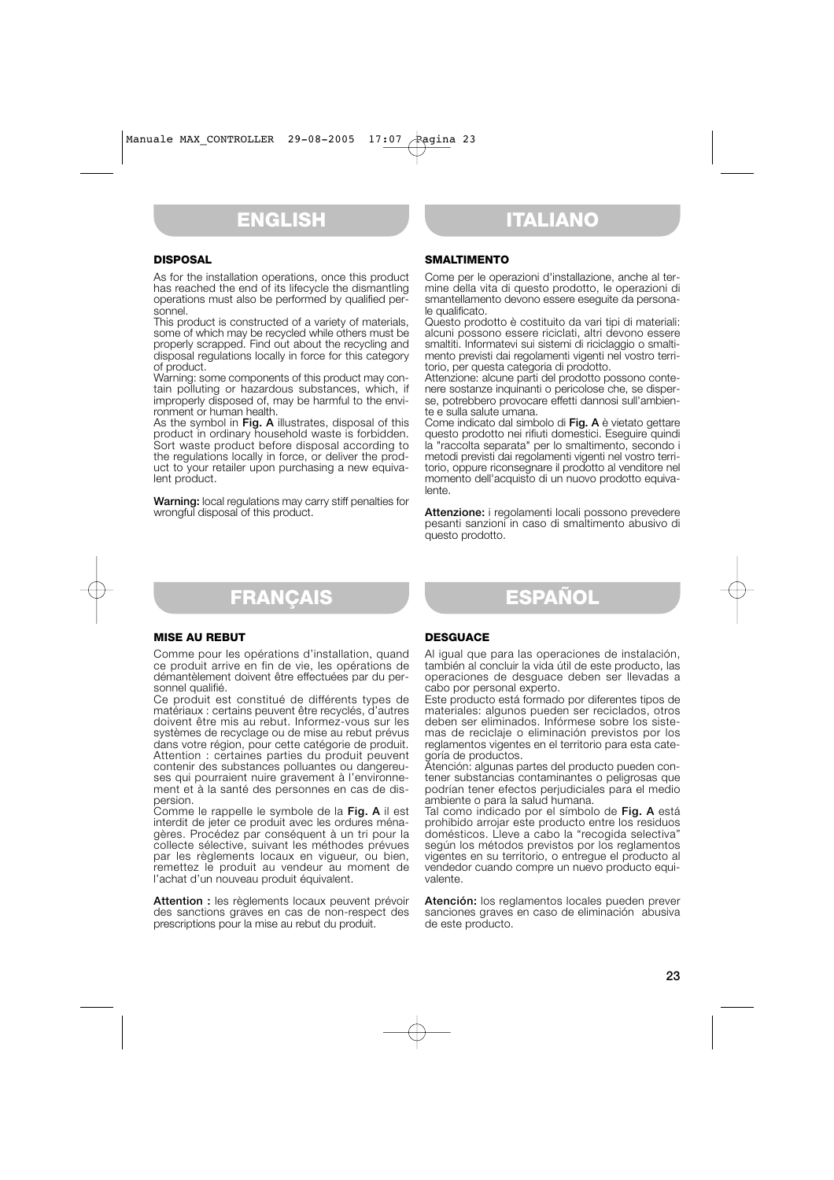# ENGLISH

### DISPOSAL

As for the installation operations, once this product has reached the end of its lifecycle the dismantling operations must also be performed by qualified personnel.
This product is constructed of a variety of materials, some of which may be recycled while others must be properly scrapped. Find out about the recycling and disposal regulations locally in force for this category of product.
Warning: some components of this product may contain polluting or hazardous substances, which, if improperly disposed of, may be harmful to the environment or human health.
As the symbol in **Fig. A** illustrates, disposal of this product in ordinary household waste is forbidden. Sort waste product before disposal according to the regulations locally in force, or deliver the product to your retailer upon purchasing a new equivalent product.

**Warning:** local regulations may carry stiff penalties for wrongful disposal of this product.

# ITALIANO

### SMALTIMENTO

Come per le operazioni d'installazione, anche al termine della vita di questo prodotto, le operazioni di smantellamento devono essere eseguite da personale qualificato.
Questo prodotto è costituito da vari tipi di materiali: alcuni possono essere riciclati, altri devono essere smaltiti. Informatevi sui sistemi di riciclaggio o smaltimento previsti dai regolamenti vigenti nel vostro territorio, per questa categoria di prodotto.
Attenzione: alcune parti del prodotto possono contenere sostanze inquinanti o pericolose che, se disperse, potrebbero provocare effetti dannosi sull'ambiente e sulla salute umana.
Come indicato dal simbolo di **Fig. A** è vietato gettare questo prodotto nei rifiuti domestici. Eseguire quindi la "raccolta separata" per lo smaltimento, secondo i metodi previsti dai regolamenti vigenti nel vostro territorio, oppure riconsegnare il prodotto al venditore nel momento dell'acquisto di un nuovo prodotto equivalente.

**Attenzione:** i regolamenti locali possono prevedere pesanti sanzioni in caso di smaltimento abusivo di questo prodotto.

# FRANÇAIS

### MISE AU REBUT

Comme pour les opérations d'installation, quand ce produit arrive en fin de vie, les opérations de démantèlement doivent être effectuées par du personnel qualifié.
Ce produit est constitué de différents types de matériaux : certains peuvent être recyclés, d'autres doivent être mis au rebut. Informez-vous sur les systèmes de recyclage ou de mise au rebut prévus dans votre région, pour cette catégorie de produit.
Attention : certaines parties du produit peuvent contenir des substances polluantes ou dangereuses qui pourraient nuire gravement à l'environnement et à la santé des personnes en cas de dispersion.
Comme le rappelle le symbole de la **Fig. A** il est interdit de jeter ce produit avec les ordures ménagères. Procédez par conséquent à un tri pour la collecte sélective, suivant les méthodes prévues par les règlements locaux en vigueur, ou bien, remettez le produit au vendeur au moment de l'achat d'un nouveau produit équivalent.

**Attention :** les règlements locaux peuvent prévoir des sanctions graves en cas de non-respect des prescriptions pour la mise au rebut du produit.

# ESPAÑOL

### DESGUACE

Al igual que para las operaciones de instalación, también al concluir la vida útil de este producto, las operaciones de desguace deben ser llevadas a cabo por personal experto.
Este producto está formado por diferentes tipos de materiales: algunos pueden ser reciclados, otros deben ser eliminados. Infórmese sobre los sistemas de reciclaje o eliminación previstos por los reglamentos vigentes en el territorio para esta categoría de productos.
Atención: algunas partes del producto pueden contener substancias contaminantes o peligrosas que podrían tener efectos perjudiciales para el medio ambiente o para la salud humana.
Tal como indicado por el símbolo de **Fig. A** está prohibido arrojar este producto entre los residuos domésticos. Lleve a cabo la "recogida selectiva" según los métodos previstos por los reglamentos vigentes en su territorio, o entregue el producto al vendedor cuando compre un nuevo producto equivalente.

**Atención:** los reglamentos locales pueden prever sanciones graves en caso de eliminación abusiva de este producto.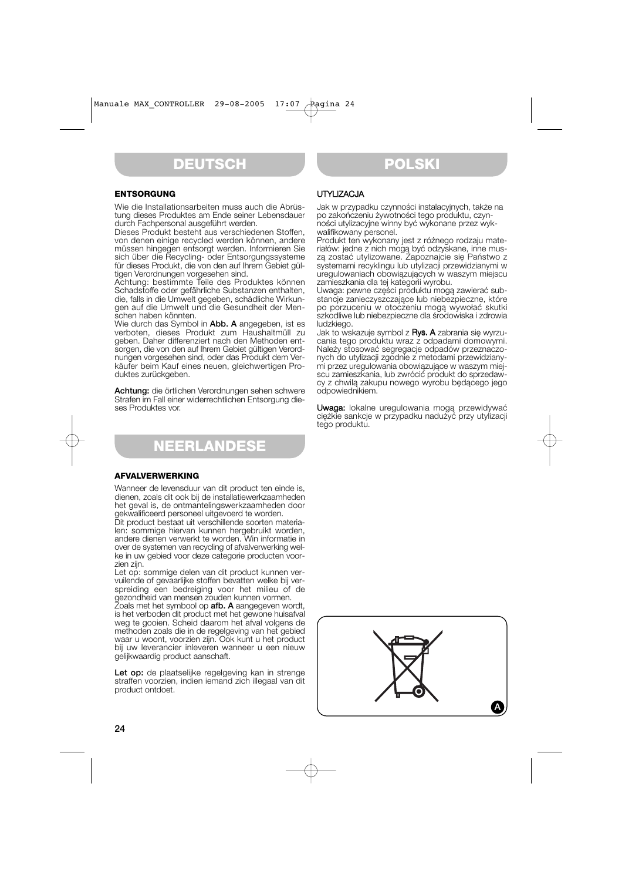# DEUTSCH

### ENTSORGUNG

Wie die Installationsarbeiten muss auch die Abrüstung dieses Produktes am Ende seiner Lebensdauer durch Fachpersonal ausgeführt werden.
Dieses Produkt besteht aus verschiedenen Stoffen, von denen einige recycled werden können, andere müssen hingegen entsorgt werden. Informieren Sie sich über die Recycling- oder Entsorgungssysteme für dieses Produkt, die von den auf Ihrem Gebiet gültigen Verordnungen vorgesehen sind.
Achtung: bestimmte Teile des Produktes können Schadstoffe oder gefährliche Substanzen enthalten, die, falls in die Umwelt gegeben, schädliche Wirkungen auf die Umwelt und die Gesundheit der Menschen haben könnten.
Wie durch das Symbol in **Abb. A** angegeben, ist es verboten, dieses Produkt zum Haushaltmüll zu geben. Daher differenziert nach den Methoden entsorgen, die von den auf Ihrem Gebiet gültigen Verordnungen vorgesehen sind, oder das Produkt dem Verkäufer beim Kauf eines neuen, gleichwertigen Produktes zurückgeben.

**Achtung:** die örtlichen Verordnungen sehen schwere Strafen im Fall einer widerrechtlichen Entsorgung dieses Produktes vor.

# NEERLANDESE

### AFVALVERWERKING

Wanneer de levensduur van dit product ten einde is, dienen, zoals dit ook bij de installatiewerkzaamheden het geval is, de ontmantelingswerkzaamheden door gekwalificeerd personeel uitgevoerd te worden.
Dit product bestaat uit verschillende soorten materialen: sommige hiervan kunnen hergebruikt worden, andere dienen verwerkt te worden. Win informatie in over de systemen van recycling of afvalverwerking welke in uw gebied voor deze categorie producten voorzien zijn.
Let op: sommige delen van dit product kunnen vervuilende of gevaarlijke stoffen bevatten welke bij verspreiding een bedreiging voor het milieu of de gezondheid van mensen zouden kunnen vormen.
Zoals met het symbool op **afb. A** aangegeven wordt, is het verboden dit product met het gewone huisafval weg te gooien. Scheid daarom het afval volgens de methoden zoals die in de regelgeving van het gebied waar u woont, voorzien zijn. Ook kunt u het product bij uw leverancier inleveren wanneer u een nieuw gelijkwaardig product aanschaft.

**Let op:** de plaatselijke regelgeving kan in strenge straffen voorzien, indien iemand zich illegaal van dit product ontdoet.

# POLSKI

### UTYLIZACJA

Jak w przypadku czynności instalacyjnych, także na po zakończeniu żywotności tego produktu, czynności utylizacyjne winny być wykonane przez wykwalifikowany personel.
Produkt ten wykonany jest z różnego rodzaju materiałów: jedne z nich mogą być odzyskane, inne muszą zostać utylizowane. Zapoznajcie się Państwo z systemami recyklingu lub utylizacji przewidzianymi w uregulowaniach obowiązujących w waszym miejscu zamieszkania dla tej kategorii wyrobu.
Uwaga: pewne części produktu mogą zawierać substancje zanieczyszczające lub niebezpieczne, które po porzuceniu w otoczeniu mogą wywołać skutki szkodliwe lub niebezpieczne dla środowiska i zdrowia ludzkiego.
Jak to wskazuje symbol z **Rys. A** zabrania się wyrzucania tego produktu wraz z odpadami domowymi. Należy stosować segregacje odpadów przeznaczonych do utylizacji zgodnie z metodami przewidzianymi przez uregulowania obowiązujące w waszym miejscu zamieszkania, lub zwrócić produkt do sprzedawcy z chwilą zakupu nowego wyrobu będącego jego odpowiednikiem.

**Uwaga:** lokalne uregulowania mogą przewidywać ciężkie sankcje w przypadku nadużyć przy utylizacji tego produktu.

A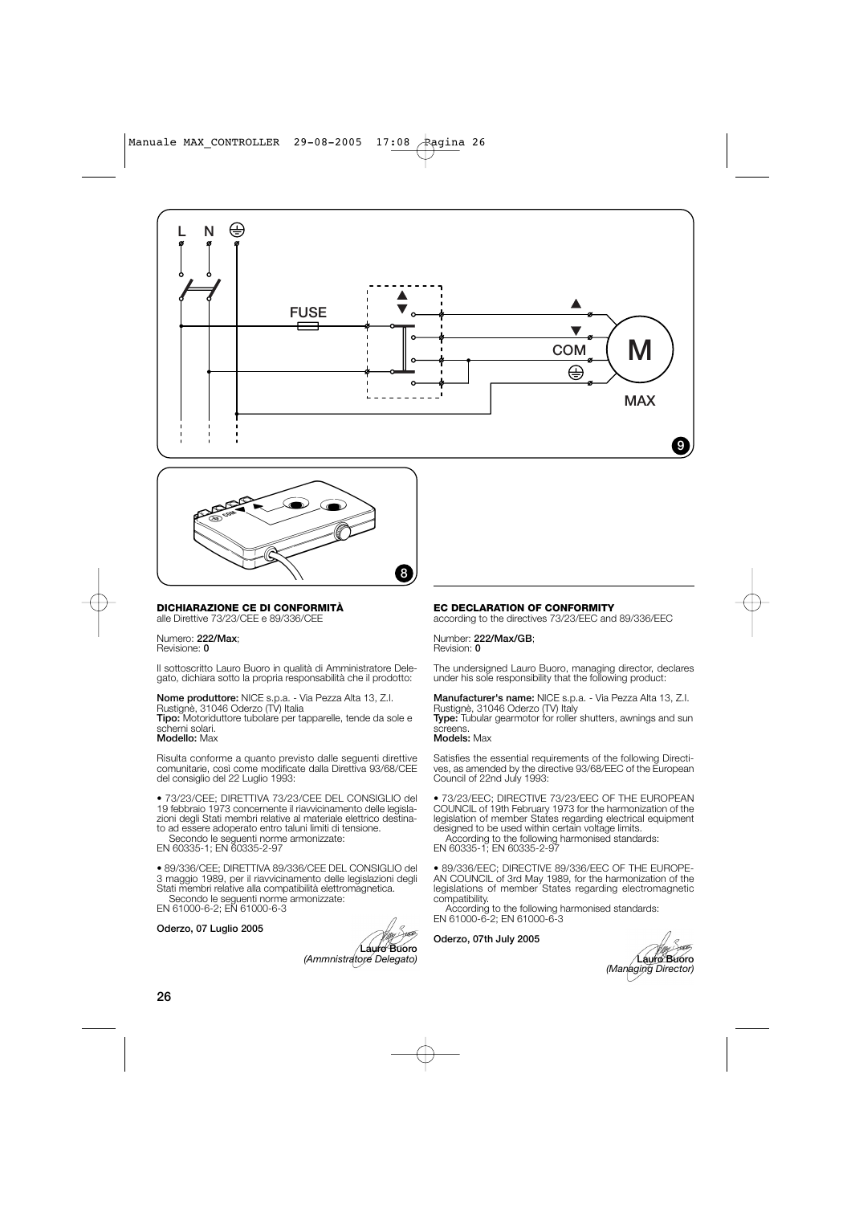### DICHIARAZIONE CE DI CONFORMITÀ
alle Direttive 73/23/CEE e 89/336/CEE

Numero: **222/Max**;
Revisione: **0**

Il sottoscritto Lauro Buoro in qualità di Amministratore Delegato, dichiara sotto la propria responsabilità che il prodotto:

**Nome produttore:** NICE s.p.a. - Via Pezza Alta 13, Z.I. Rustignè, 31046 Oderzo (TV) Italia
**Tipo:** Motoriduttore tubolare per tapparelle, tende da sole e schermi solari.
**Modello:** Max

Risulta conforme a quanto previsto dalle seguenti direttive comunitarie, così come modificate dalla Direttiva 93/68/CEE del consiglio del 22 Luglio 1993:

• 73/23/CEE; DIRETTIVA 73/23/CEE DEL CONSIGLIO del 19 febbraio 1973 concernente il ravvicinamento delle legislazioni degli Stati membri relative al materiale elettrico destinato ad essere adoperato entro taluni limiti di tensione.
Secondo le seguenti norme armonizzate:
EN 60335-1; EN 60335-2-97

• 89/336/CEE; DIRETTIVA 89/336/CEE DEL CONSIGLIO del 3 maggio 1989, per il ravvicinamento delle legislazioni degli Stati membri relative alla compatibilità elettromagnetica.
Secondo le seguenti norme armonizzate:
EN 61000-6-2; EN 61000-6-3

**Oderzo, 07 Luglio 2005**

**Lauro Buoro**
*(Ammnistratore Delegato)*

### EC DECLARATION OF CONFORMITY
according to the directives 73/23/EEC and 89/336/EEC

Number: **222/Max/GB**;
Revision: **0**

The undersigned Lauro Buoro, managing director, declares under his sole responsibility that the following product:

**Manufacturer's name:** NICE s.p.a. - Via Pezza Alta 13, Z.I. Rustignè, 31046 Oderzo (TV) Italy
**Type:** Tubular gearmotor for roller shutters, awnings and sun screens.
**Models:** Max

Satisfies the essential requirements of the following Directives, as amended by the directive 93/68/EEC of the European Council of 22nd July 1993:

• 73/23/EEC; DIRECTIVE 73/23/EEC OF THE EUROPEAN COUNCIL of 19th February 1973 for the harmonization of the legislation of member States regarding electrical equipment designed to be used within certain voltage limits.
According to the following harmonised standards:
EN 60335-1; EN 60335-2-97

• 89/336/EEC; DIRECTIVE 89/336/EEC OF THE EUROPEAN COUNCIL of 3rd May 1989, for the harmonization of the legislations of member States regarding electromagnetic compatibility.
According to the following harmonised standards:
EN 61000-6-2; EN 61000-6-3

**Oderzo, 07th July 2005**

**Lauro Buoro**
*(Managing Director)*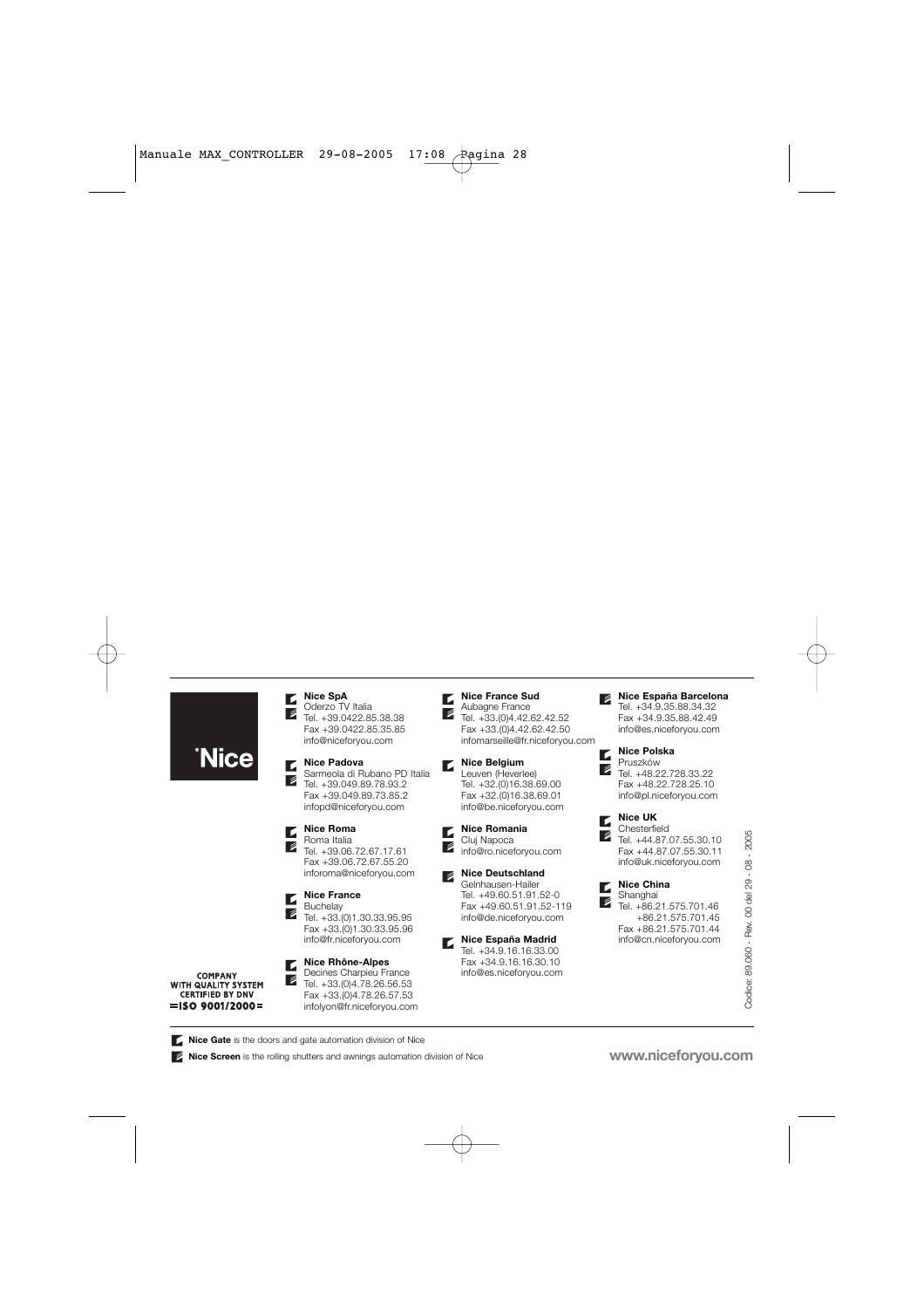Nice

**Nice SpA**
Oderzo TV Italia
Tel. +39.0422.85.38.38
Fax +39.0422.85.35.85
info@niceforyou.com

**Nice Padova**
Sarmeola di Rubano PD Italia
Tel. +39.049.89.78.93.2
Fax +39.049.89.73.85.2
infopd@niceforyou.com

**Nice Roma**
Roma Italia
Tel. +39.06.72.67.17.61
Fax +39.06.72.67.55.20
inforoma@niceforyou.com

**Nice France**
Buchelay
Tel. +33.(0)1.30.33.95.95
Fax +33.(0)1.30.33.95.96
info@fr.niceforyou.com

**Nice Rhône-Alpes**
Decines Charpieu France
Tel. +33.(0)4.78.26.56.53
Fax +33.(0)4.78.26.57.53
infolyon@fr.niceforyou.com

**Nice France Sud**
Aubagne France
Tel. +33.(0)4.42.62.42.52
Fax +33.(0)4.42.62.42.50
infomarseille@fr.niceforyou.com

**Nice Belgium**
Leuven (Heverlee)
Tel. +32.(0)16.38.69.00
Fax +32.(0)16.38.69.01
info@be.niceforyou.com

**Nice Romania**
Cluj Napoca
info@ro.niceforyou.com

**Nice Deutschland**
Gelnhausen-Hailer
Tel. +49.60.51.91.52-0
Fax +49.60.51.91.52-119
info@de.niceforyou.com

**Nice España Madrid**
Tel. +34.9.16.16.33.00
Fax +34.9.16.16.30.10
info@es.niceforyou.com

**Nice España Barcelona**
Tel. +34.9.35.88.34.32
Fax +34.9.35.88.42.49
info@es.niceforyou.com

**Nice Polska**
Pruszków
Tel. +48.22.728.33.22
Fax +48.22.728.25.10
info@pl.niceforyou.com

**Nice UK**
Chesterfield
Tel. +44.87.07.55.30.10
Fax +44.87.07.55.30.11
info@uk.niceforyou.com

**Nice China**
Shanghai
Tel. +86.21.575.701.46
+86.21.575.701.45
Fax +86.21.575.701.44
info@cn.niceforyou.com

COMPANY WITH QUALITY SYSTEM CERTIFIED BY DNV
=ISO 9001/2000=

Codice: 89.060 - Rev. 00 del 29 - 08 - 2005

**Nice Gate** is the doors and gate automation division of Nice

**Nice Screen** is the rolling shutters and awnings automation division of Nice

**www.niceforyou.com**